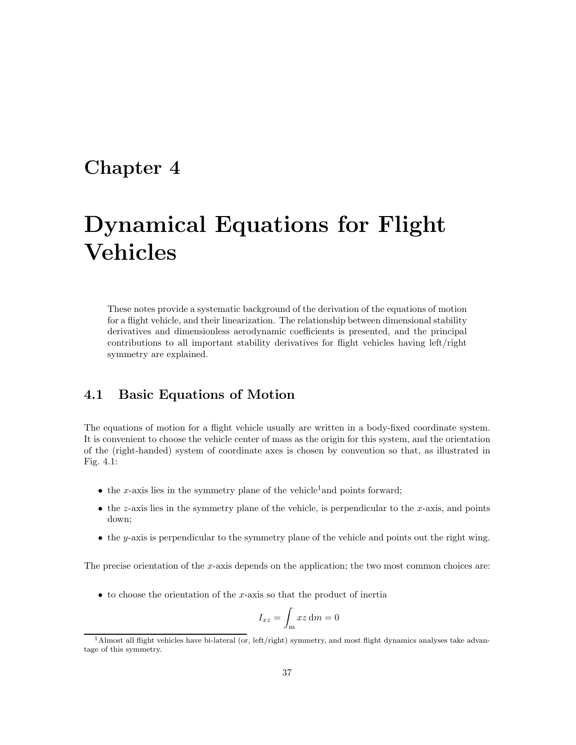# Chapter 4

# Dynamical Equations for Flight Vehicles

These notes provide a systematic background of the derivation of the equations of motion for a flight vehicle, and their linearization. The relationship between dimensional stability derivatives and dimensionless aerodynamic coefficients is presented, and the principal contributions to all important stability derivatives for flight vehicles having left/right symmetry are explained.

## 4.1 Basic Equations of Motion

The equations of motion for a flight vehicle usually are written in a body-fixed coordinate system. It is convenient to choose the vehicle center of mass as the origin for this system, and the orientation of the (right-handed) system of coordinate axes is chosen by convention so that, as illustrated in Fig. 4.1:

- the $x$-axis lies in the symmetry plane of the vehicle[1] and points forward;
- the $z$-axis lies in the symmetry plane of the vehicle, is perpendicular to the $x$-axis, and points down;
- the $y$-axis is perpendicular to the symmetry plane of the vehicle and points out the right wing.

The precise orientation of the $x$-axis depends on the application; the two most common choices are:

- to choose the orientation of the $x$-axis so that the product of inertia

$$I_{xz} = \int_{\mathrm{m}} xz \, \mathrm{d}m = 0$$

[1] Almost all flight vehicles have bi-lateral (or, left/right) symmetry, and most flight dynamics analyses take advantage of this symmetry.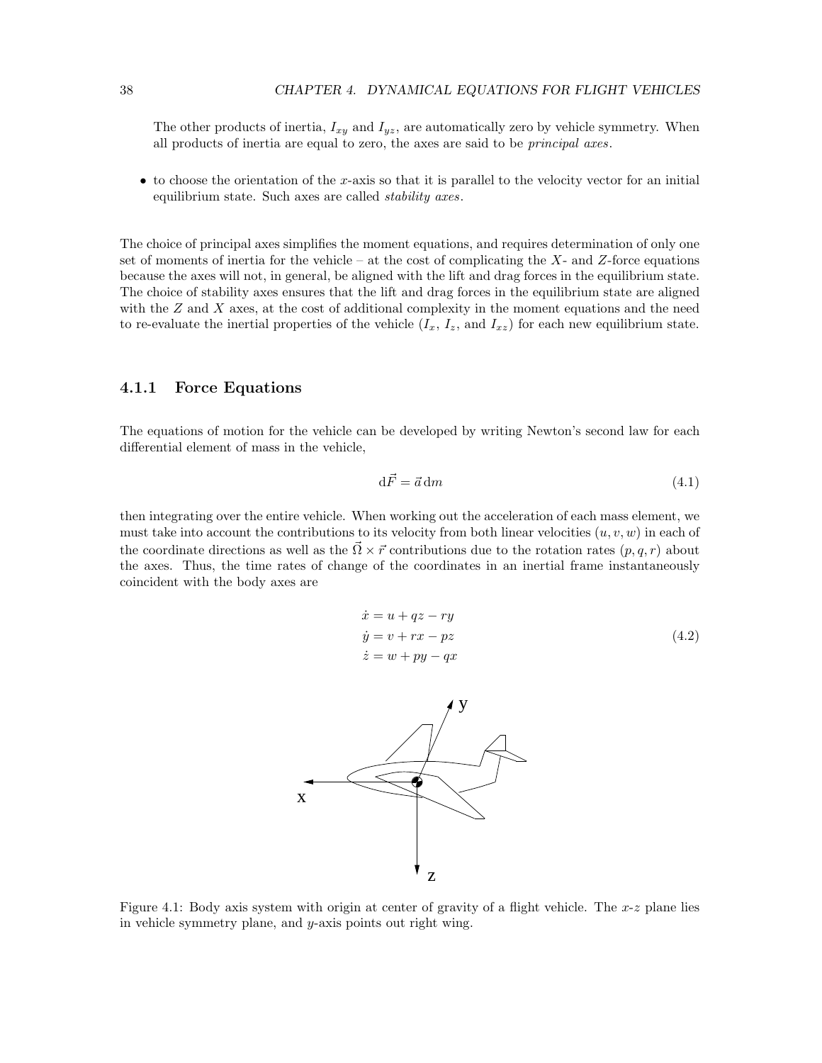The other products of inertia, $I_{xy}$ and $I_{yz}$, are automatically zero by vehicle symmetry. When all products of inertia are equal to zero, the axes are said to be *principal axes*.

- to choose the orientation of the $x$-axis so that it is parallel to the velocity vector for an initial equilibrium state. Such axes are called *stability axes*.

The choice of principal axes simplifies the moment equations, and requires determination of only one set of moments of inertia for the vehicle – at the cost of complicating the $X$- and $Z$-force equations because the axes will not, in general, be aligned with the lift and drag forces in the equilibrium state. The choice of stability axes ensures that the lift and drag forces in the equilibrium state are aligned with the $Z$ and $X$ axes, at the cost of additional complexity in the moment equations and the need to re-evaluate the inertial properties of the vehicle ($I_x$, $I_z$, and $I_{xz}$) for each new equilibrium state.

### 4.1.1 Force Equations

The equations of motion for the vehicle can be developed by writing Newton's second law for each differential element of mass in the vehicle,

$$\mathrm{d}\vec{F} = \vec{a}\,\mathrm{d}m \tag{4.1}$$

then integrating over the entire vehicle. When working out the acceleration of each mass element, we must take into account the contributions to its velocity from both linear velocities $(u, v, w)$ in each of the coordinate directions as well as the $\vec{\Omega} \times \vec{r}$ contributions due to the rotation rates $(p, q, r)$ about the axes. Thus, the time rates of change of the coordinates in an inertial frame instantaneously coincident with the body axes are

$$\begin{aligned} \dot{x} &= u + qz - ry \\ \dot{y} &= v + rx - pz \\ \dot{z} &= w + py - qx \end{aligned} \tag{4.2}$$

Figure 4.1: Body axis system with origin at center of gravity of a flight vehicle. The $x$-$z$ plane lies in vehicle symmetry plane, and $y$-axis points out right wing.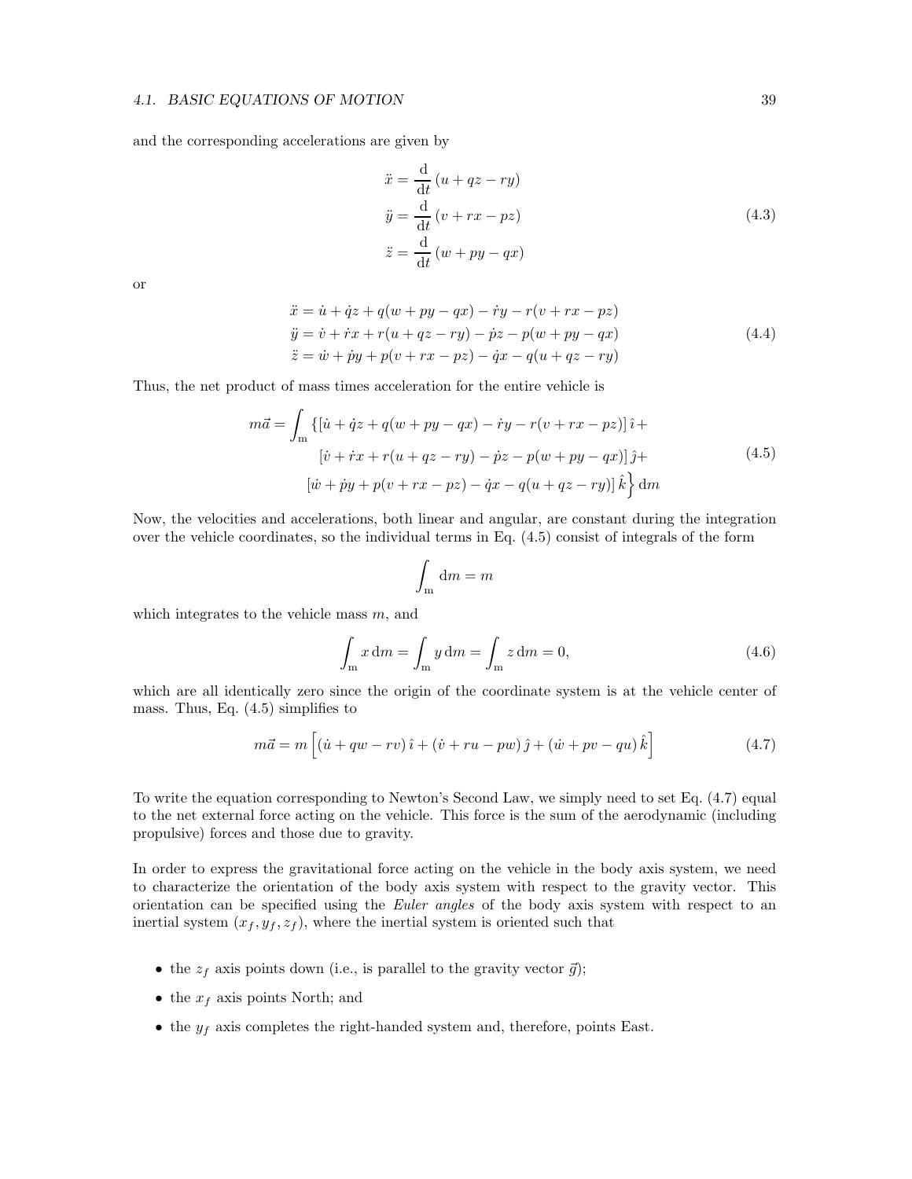and the corresponding accelerations are given by

$$
\begin{aligned}
\ddot{x} &= \frac{\mathrm{d}}{\mathrm{d}t}\left(u + qz - ry\right) \\
\ddot{y} &= \frac{\mathrm{d}}{\mathrm{d}t}\left(v + rx - pz\right) \\
\ddot{z} &= \frac{\mathrm{d}}{\mathrm{d}t}\left(w + py - qx\right)
\end{aligned}
\tag{4.3}
$$

or

$$
\begin{aligned}
\ddot{x} &= \dot{u} + \dot{q}z + q(w + py - qx) - \dot{r}y - r(v + rx - pz) \\
\ddot{y} &= \dot{v} + \dot{r}x + r(u + qz - ry) - \dot{p}z - p(w + py - qx) \\
\ddot{z} &= \dot{w} + \dot{p}y + p(v + rx - pz) - \dot{q}x - q(u + qz - ry)
\end{aligned}
\tag{4.4}
$$

Thus, the net product of mass times acceleration for the entire vehicle is

$$
\begin{aligned}
m\vec{a} = \int_{\mathrm{m}} \{ &\left[\dot{u} + \dot{q}z + q(w + py - qx) - \dot{r}y - r(v + rx - pz)\right]\hat{\imath} + \\
&\left[\dot{v} + \dot{r}x + r(u + qz - ry) - \dot{p}z - p(w + py - qx)\right]\hat{\jmath} + \\
&\left[\dot{w} + \dot{p}y + p(v + rx - pz) - \dot{q}x - q(u + qz - ry)\right]\hat{k} \Big\}\,\mathrm{d}m
\end{aligned}
\tag{4.5}
$$

Now, the velocities and accelerations, both linear and angular, are constant during the integration over the vehicle coordinates, so the individual terms in Eq. (4.5) consist of integrals of the form

$$
\int_{\mathrm{m}} \mathrm{d}m = m
$$

which integrates to the vehicle mass $m$, and

$$
\int_{\mathrm{m}} x\,\mathrm{d}m = \int_{\mathrm{m}} y\,\mathrm{d}m = \int_{\mathrm{m}} z\,\mathrm{d}m = 0,
\tag{4.6}
$$

which are all identically zero since the origin of the coordinate system is at the vehicle center of mass. Thus, Eq. (4.5) simplifies to

$$
m\vec{a} = m\left[\left(\dot{u} + qw - rv\right)\hat{\imath} + \left(\dot{v} + ru - pw\right)\hat{\jmath} + \left(\dot{w} + pv - qu\right)\hat{k}\right]
\tag{4.7}
$$

To write the equation corresponding to Newton's Second Law, we simply need to set Eq. (4.7) equal to the net external force acting on the vehicle. This force is the sum of the aerodynamic (including propulsive) forces and those due to gravity.

In order to express the gravitational force acting on the vehicle in the body axis system, we need to characterize the orientation of the body axis system with respect to the gravity vector. This orientation can be specified using the *Euler angles* of the body axis system with respect to an inertial system $(x_f, y_f, z_f)$, where the inertial system is oriented such that

- the $z_f$ axis points down (i.e., is parallel to the gravity vector $\vec{g}$);
- the $x_f$ axis points North; and
- the $y_f$ axis completes the right-handed system and, therefore, points East.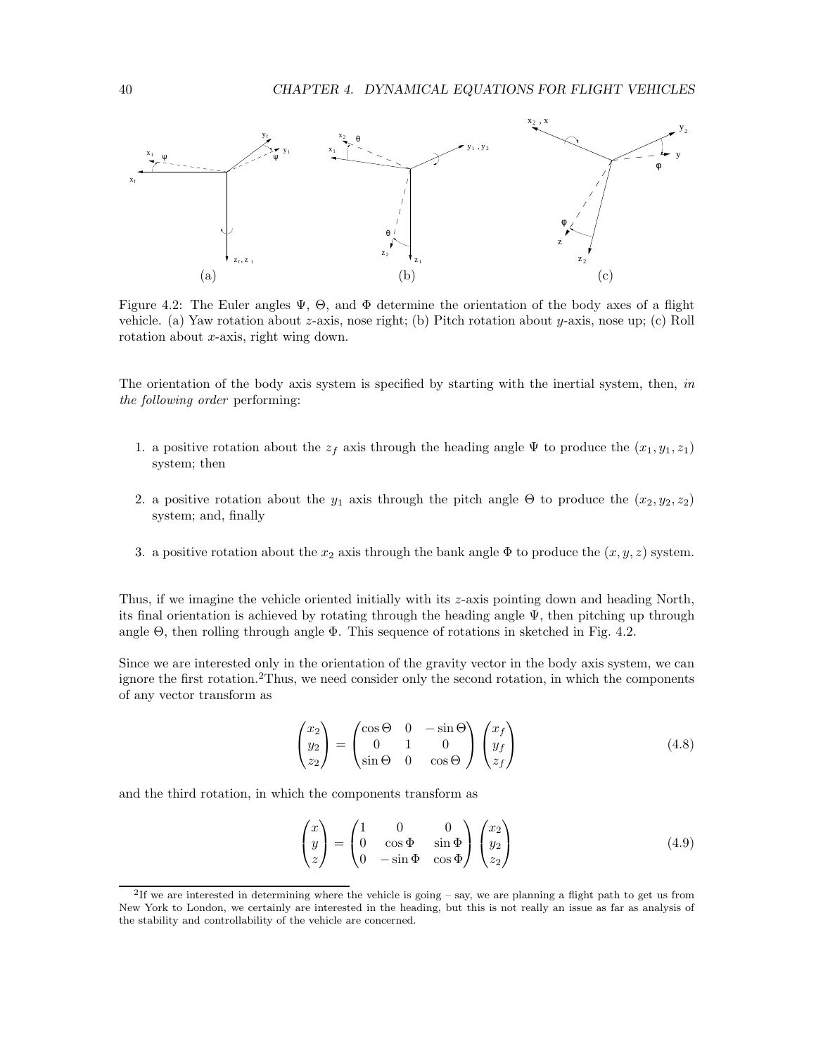Figure 4.2: The Euler angles $\Psi$, $\Theta$, and $\Phi$ determine the orientation of the body axes of a flight vehicle. (a) Yaw rotation about $z$-axis, nose right; (b) Pitch rotation about $y$-axis, nose up; (c) Roll rotation about $x$-axis, right wing down.

The orientation of the body axis system is specified by starting with the inertial system, then, *in the following order* performing:

1. a positive rotation about the $z_f$ axis through the heading angle $\Psi$ to produce the $(x_1, y_1, z_1)$ system; then

2. a positive rotation about the $y_1$ axis through the pitch angle $\Theta$ to produce the $(x_2, y_2, z_2)$ system; and, finally

3. a positive rotation about the $x_2$ axis through the bank angle $\Phi$ to produce the $(x, y, z)$ system.

Thus, if we imagine the vehicle oriented initially with its $z$-axis pointing down and heading North, its final orientation is achieved by rotating through the heading angle $\Psi$, then pitching up through angle $\Theta$, then rolling through angle $\Phi$. This sequence of rotations in sketched in Fig. 4.2.

Since we are interested only in the orientation of the gravity vector in the body axis system, we can ignore the first rotation.[2] Thus, we need consider only the second rotation, in which the components of any vector transform as

$$\begin{pmatrix} x_2 \\ y_2 \\ z_2 \end{pmatrix} = \begin{pmatrix} \cos\Theta & 0 & -\sin\Theta \\ 0 & 1 & 0 \\ \sin\Theta & 0 & \cos\Theta \end{pmatrix} \begin{pmatrix} x_f \\ y_f \\ z_f \end{pmatrix} \tag{4.8}$$

and the third rotation, in which the components transform as

$$\begin{pmatrix} x \\ y \\ z \end{pmatrix} = \begin{pmatrix} 1 & 0 & 0 \\ 0 & \cos\Phi & \sin\Phi \\ 0 & -\sin\Phi & \cos\Phi \end{pmatrix} \begin{pmatrix} x_2 \\ y_2 \\ z_2 \end{pmatrix} \tag{4.9}$$

[2] If we are interested in determining where the vehicle is going – say, we are planning a flight path to get us from New York to London, we certainly are interested in the heading, but this is not really an issue as far as analysis of the stability and controllability of the vehicle are concerned.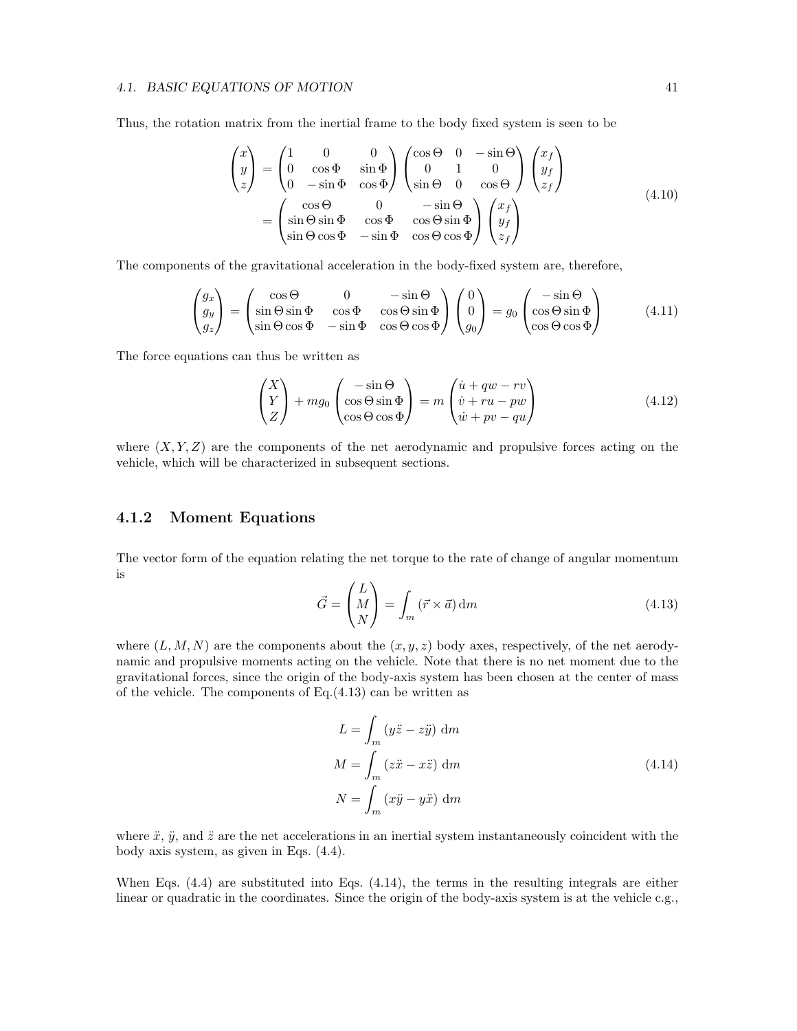Thus, the rotation matrix from the inertial frame to the body fixed system is seen to be

$$
\begin{aligned}
\begin{pmatrix} x \\ y \\ z \end{pmatrix} &= \begin{pmatrix} 1 & 0 & 0 \\ 0 & \cos\Phi & \sin\Phi \\ 0 & -\sin\Phi & \cos\Phi \end{pmatrix} \begin{pmatrix} \cos\Theta & 0 & -\sin\Theta \\ 0 & 1 & 0 \\ \sin\Theta & 0 & \cos\Theta \end{pmatrix} \begin{pmatrix} x_f \\ y_f \\ z_f \end{pmatrix} \\
&= \begin{pmatrix} \cos\Theta & 0 & -\sin\Theta \\ \sin\Theta\sin\Phi & \cos\Phi & \cos\Theta\sin\Phi \\ \sin\Theta\cos\Phi & -\sin\Phi & \cos\Theta\cos\Phi \end{pmatrix} \begin{pmatrix} x_f \\ y_f \\ z_f \end{pmatrix}
\end{aligned}
\tag{4.10}
$$

The components of the gravitational acceleration in the body-fixed system are, therefore,

$$
\begin{pmatrix} g_x \\ g_y \\ g_z \end{pmatrix} = \begin{pmatrix} \cos\Theta & 0 & -\sin\Theta \\ \sin\Theta\sin\Phi & \cos\Phi & \cos\Theta\sin\Phi \\ \sin\Theta\cos\Phi & -\sin\Phi & \cos\Theta\cos\Phi \end{pmatrix} \begin{pmatrix} 0 \\ 0 \\ g_0 \end{pmatrix} = g_0 \begin{pmatrix} -\sin\Theta \\ \cos\Theta\sin\Phi \\ \cos\Theta\cos\Phi \end{pmatrix} \tag{4.11}
$$

The force equations can thus be written as

$$
\begin{pmatrix} X \\ Y \\ Z \end{pmatrix} + mg_0 \begin{pmatrix} -\sin\Theta \\ \cos\Theta\sin\Phi \\ \cos\Theta\cos\Phi \end{pmatrix} = m \begin{pmatrix} \dot{u} + qw - rv \\ \dot{v} + ru - pw \\ \dot{w} + pv - qu \end{pmatrix} \tag{4.12}
$$

where $(X, Y, Z)$ are the components of the net aerodynamic and propulsive forces acting on the vehicle, which will be characterized in subsequent sections.

### 4.1.2 Moment Equations

The vector form of the equation relating the net torque to the rate of change of angular momentum is

$$
\vec{G} = \begin{pmatrix} L \\ M \\ N \end{pmatrix} = \int_m (\vec{r} \times \vec{a}) \, \mathrm{d}m \tag{4.13}
$$

where $(L, M, N)$ are the components about the $(x, y, z)$ body axes, respectively, of the net aerodynamic and propulsive moments acting on the vehicle. Note that there is no net moment due to the gravitational forces, since the origin of the body-axis system has been chosen at the center of mass of the vehicle. The components of Eq.(4.13) can be written as

$$
\begin{aligned}
L &= \int_m (y\ddot{z} - z\ddot{y}) \, \mathrm{d}m \\
M &= \int_m (z\ddot{x} - x\ddot{z}) \, \mathrm{d}m \\
N &= \int_m (x\ddot{y} - y\ddot{x}) \, \mathrm{d}m
\end{aligned}
\tag{4.14}
$$

where $\ddot{x}$, $\ddot{y}$, and $\ddot{z}$ are the net accelerations in an inertial system instantaneously coincident with the body axis system, as given in Eqs. (4.4).

When Eqs. (4.4) are substituted into Eqs. (4.14), the terms in the resulting integrals are either linear or quadratic in the coordinates. Since the origin of the body-axis system is at the vehicle c.g.,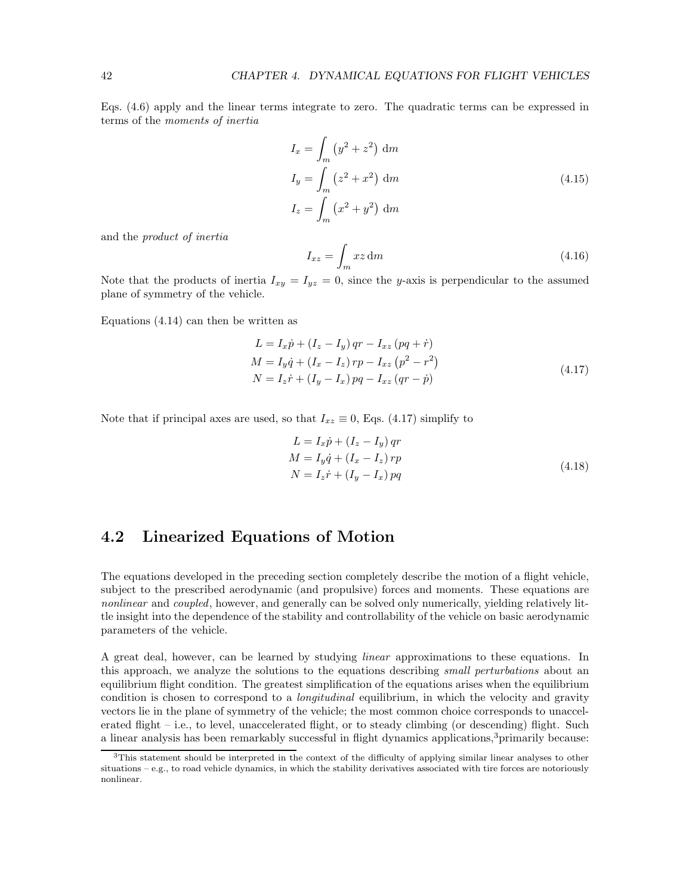Eqs. (4.6) apply and the linear terms integrate to zero. The quadratic terms can be expressed in terms of the *moments of inertia*

$$
\begin{aligned}
I_x &= \int_m \left(y^2 + z^2\right) \, \mathrm{d}m \\
I_y &= \int_m \left(z^2 + x^2\right) \, \mathrm{d}m \\
I_z &= \int_m \left(x^2 + y^2\right) \, \mathrm{d}m
\end{aligned}
\tag{4.15}
$$

and the *product of inertia*

$$
I_{xz} = \int_m xz \, \mathrm{d}m \tag{4.16}
$$

Note that the products of inertia $I_{xy} = I_{yz} = 0$, since the $y$-axis is perpendicular to the assumed plane of symmetry of the vehicle.

Equations (4.14) can then be written as

$$
\begin{aligned}
L &= I_x \dot{p} + \left(I_z - I_y\right) qr - I_{xz} \left(pq + \dot{r}\right) \\
M &= I_y \dot{q} + \left(I_x - I_z\right) rp - I_{xz} \left(p^2 - r^2\right) \\
N &= I_z \dot{r} + \left(I_y - I_x\right) pq - I_{xz} \left(qr - \dot{p}\right)
\end{aligned}
\tag{4.17}
$$

Note that if principal axes are used, so that $I_{xz} \equiv 0$, Eqs. (4.17) simplify to

$$
\begin{aligned}
L &= I_x \dot{p} + \left(I_z - I_y\right) qr \\
M &= I_y \dot{q} + \left(I_x - I_z\right) rp \\
N &= I_z \dot{r} + \left(I_y - I_x\right) pq
\end{aligned}
\tag{4.18}
$$

## 4.2 Linearized Equations of Motion

The equations developed in the preceding section completely describe the motion of a flight vehicle, subject to the prescribed aerodynamic (and propulsive) forces and moments. These equations are *nonlinear* and *coupled*, however, and generally can be solved only numerically, yielding relatively little insight into the dependence of the stability and controllability of the vehicle on basic aerodynamic parameters of the vehicle.

A great deal, however, can be learned by studying *linear* approximations to these equations. In this approach, we analyze the solutions to the equations describing *small perturbations* about an equilibrium flight condition. The greatest simplification of the equations arises when the equilibrium condition is chosen to correspond to a *longitudinal* equilibrium, in which the velocity and gravity vectors lie in the plane of symmetry of the vehicle; the most common choice corresponds to unaccelerated flight – i.e., to level, unaccelerated flight, or to steady climbing (or descending) flight. Such a linear analysis has been remarkably successful in flight dynamics applications,[3] primarily because:

[3] This statement should be interpreted in the context of the difficulty of applying similar linear analyses to other situations – e.g., to road vehicle dynamics, in which the stability derivatives associated with tire forces are notoriously nonlinear.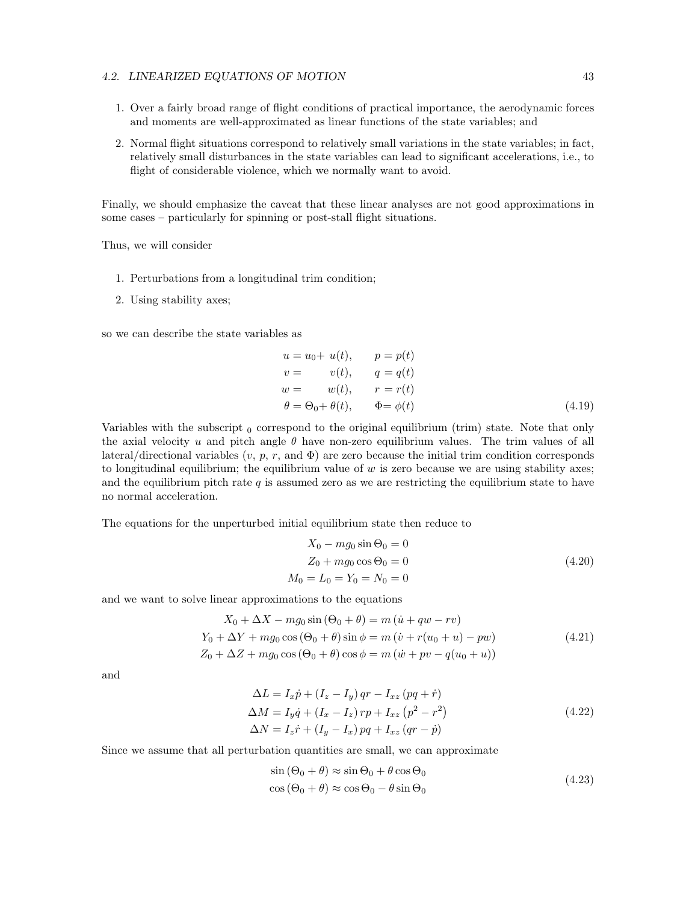1. Over a fairly broad range of flight conditions of practical importance, the aerodynamic forces and moments are well-approximated as linear functions of the state variables; and
2. Normal flight situations correspond to relatively small variations in the state variables; in fact, relatively small disturbances in the state variables can lead to significant accelerations, i.e., to flight of considerable violence, which we normally want to avoid.

Finally, we should emphasize the caveat that these linear analyses are not good approximations in some cases – particularly for spinning or post-stall flight situations.

Thus, we will consider

1. Perturbations from a longitudinal trim condition;
2. Using stability axes;

so we can describe the state variables as

$$
\begin{aligned}
u &= u_0 + u(t), & p &= p(t) \\
v &= \quad\; v(t), & q &= q(t) \\
w &= \quad\; w(t), & r &= r(t) \\
\theta &= \Theta_0 + \theta(t), & \Phi &= \phi(t)
\end{aligned}
\tag{4.19}
$$

Variables with the subscript $_0$ correspond to the original equilibrium (trim) state. Note that only the axial velocity $u$ and pitch angle $\theta$ have non-zero equilibrium values. The trim values of all lateral/directional variables ($v$, $p$, $r$, and $\Phi$) are zero because the initial trim condition corresponds to longitudinal equilibrium; the equilibrium value of $w$ is zero because we are using stability axes; and the equilibrium pitch rate $q$ is assumed zero as we are restricting the equilibrium state to have no normal acceleration.

The equations for the unperturbed initial equilibrium state then reduce to

$$
\begin{aligned}
X_0 - mg_0 \sin\Theta_0 &= 0 \\
Z_0 + mg_0 \cos\Theta_0 &= 0 \\
M_0 = L_0 = Y_0 = N_0 &= 0
\end{aligned}
\tag{4.20}
$$

and we want to solve linear approximations to the equations

$$
\begin{aligned}
X_0 + \Delta X - mg_0 \sin(\Theta_0 + \theta) &= m(\dot{u} + qw - rv) \\
Y_0 + \Delta Y + mg_0 \cos(\Theta_0 + \theta)\sin\phi &= m(\dot{v} + r(u_0 + u) - pw) \\
Z_0 + \Delta Z + mg_0 \cos(\Theta_0 + \theta)\cos\phi &= m(\dot{w} + pv - q(u_0 + u))
\end{aligned}
\tag{4.21}
$$

and

$$
\begin{aligned}
\Delta L &= I_x\dot{p} + (I_z - I_y)\,qr - I_{xz}\,(pq + \dot{r}) \\
\Delta M &= I_y\dot{q} + (I_x - I_z)\,rp + I_{xz}\left(p^2 - r^2\right) \\
\Delta N &= I_z\dot{r} + (I_y - I_x)\,pq + I_{xz}\,(qr - \dot{p})
\end{aligned}
\tag{4.22}
$$

Since we assume that all perturbation quantities are small, we can approximate

$$
\begin{aligned}
\sin(\Theta_0 + \theta) &\approx \sin\Theta_0 + \theta\cos\Theta_0 \\
\cos(\Theta_0 + \theta) &\approx \cos\Theta_0 - \theta\sin\Theta_0
\end{aligned}
\tag{4.23}
$$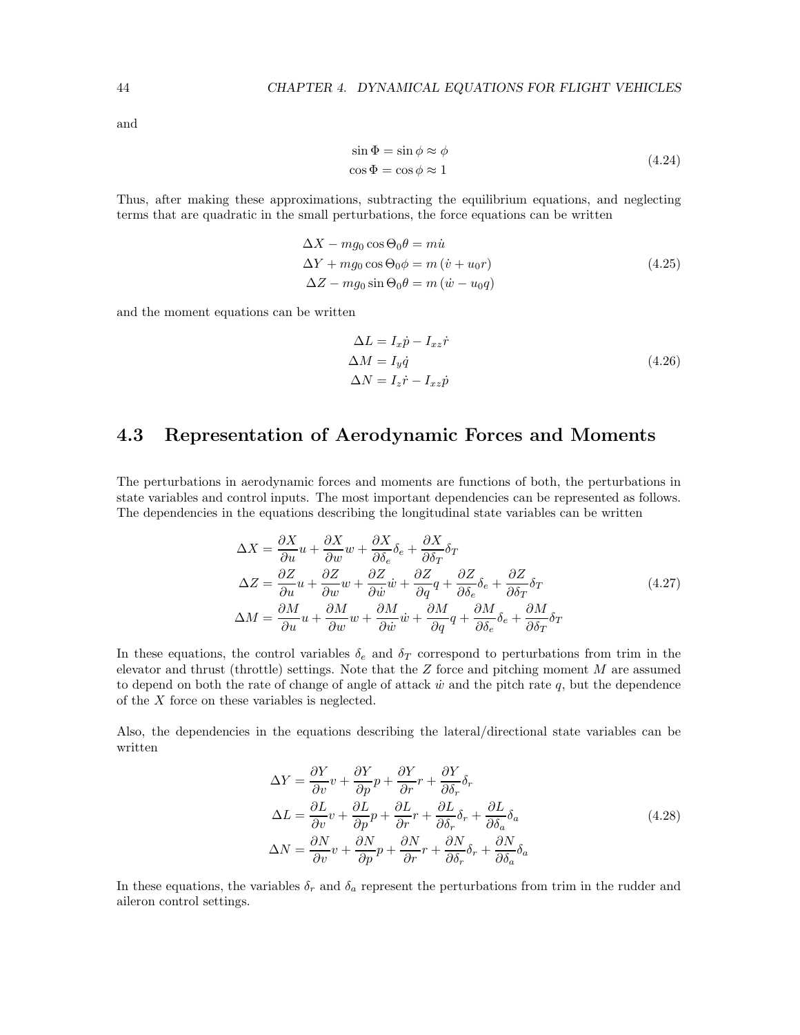and

$$
\begin{aligned}
\sin \Phi &= \sin \phi \approx \phi \\
\cos \Phi &= \cos \phi \approx 1
\end{aligned}
\tag{4.24}
$$

Thus, after making these approximations, subtracting the equilibrium equations, and neglecting terms that are quadratic in the small perturbations, the force equations can be written

$$
\begin{aligned}
\Delta X - mg_0 \cos \Theta_0 \theta &= m\dot{u} \\
\Delta Y + mg_0 \cos \Theta_0 \phi &= m\left(\dot{v} + u_0 r\right) \\
\Delta Z - mg_0 \sin \Theta_0 \theta &= m\left(\dot{w} - u_0 q\right)
\end{aligned}
\tag{4.25}
$$

and the moment equations can be written

$$
\begin{aligned}
\Delta L &= I_x \dot{p} - I_{xz} \dot{r} \\
\Delta M &= I_y \dot{q} \\
\Delta N &= I_z \dot{r} - I_{xz} \dot{p}
\end{aligned}
\tag{4.26}
$$

## 4.3 Representation of Aerodynamic Forces and Moments

The perturbations in aerodynamic forces and moments are functions of both, the perturbations in state variables and control inputs. The most important dependencies can be represented as follows. The dependencies in the equations describing the longitudinal state variables can be written

$$
\begin{aligned}
\Delta X &= \frac{\partial X}{\partial u} u + \frac{\partial X}{\partial w} w + \frac{\partial X}{\partial \delta_e} \delta_e + \frac{\partial X}{\partial \delta_T} \delta_T \\
\Delta Z &= \frac{\partial Z}{\partial u} u + \frac{\partial Z}{\partial w} w + \frac{\partial Z}{\partial \dot{w}} \dot{w} + \frac{\partial Z}{\partial q} q + \frac{\partial Z}{\partial \delta_e} \delta_e + \frac{\partial Z}{\partial \delta_T} \delta_T \\
\Delta M &= \frac{\partial M}{\partial u} u + \frac{\partial M}{\partial w} w + \frac{\partial M}{\partial \dot{w}} \dot{w} + \frac{\partial M}{\partial q} q + \frac{\partial M}{\partial \delta_e} \delta_e + \frac{\partial M}{\partial \delta_T} \delta_T
\end{aligned}
\tag{4.27}
$$

In these equations, the control variables $\delta_e$ and $\delta_T$ correspond to perturbations from trim in the elevator and thrust (throttle) settings. Note that the $Z$ force and pitching moment $M$ are assumed to depend on both the rate of change of angle of attack $\dot{w}$ and the pitch rate $q$, but the dependence of the $X$ force on these variables is neglected.

Also, the dependencies in the equations describing the lateral/directional state variables can be written

$$
\begin{aligned}
\Delta Y &= \frac{\partial Y}{\partial v} v + \frac{\partial Y}{\partial p} p + \frac{\partial Y}{\partial r} r + \frac{\partial Y}{\partial \delta_r} \delta_r \\
\Delta L &= \frac{\partial L}{\partial v} v + \frac{\partial L}{\partial p} p + \frac{\partial L}{\partial r} r + \frac{\partial L}{\partial \delta_r} \delta_r + \frac{\partial L}{\partial \delta_a} \delta_a \\
\Delta N &= \frac{\partial N}{\partial v} v + \frac{\partial N}{\partial p} p + \frac{\partial N}{\partial r} r + \frac{\partial N}{\partial \delta_r} \delta_r + \frac{\partial N}{\partial \delta_a} \delta_a
\end{aligned}
\tag{4.28}
$$

In these equations, the variables $\delta_r$ and $\delta_a$ represent the perturbations from trim in the rudder and aileron control settings.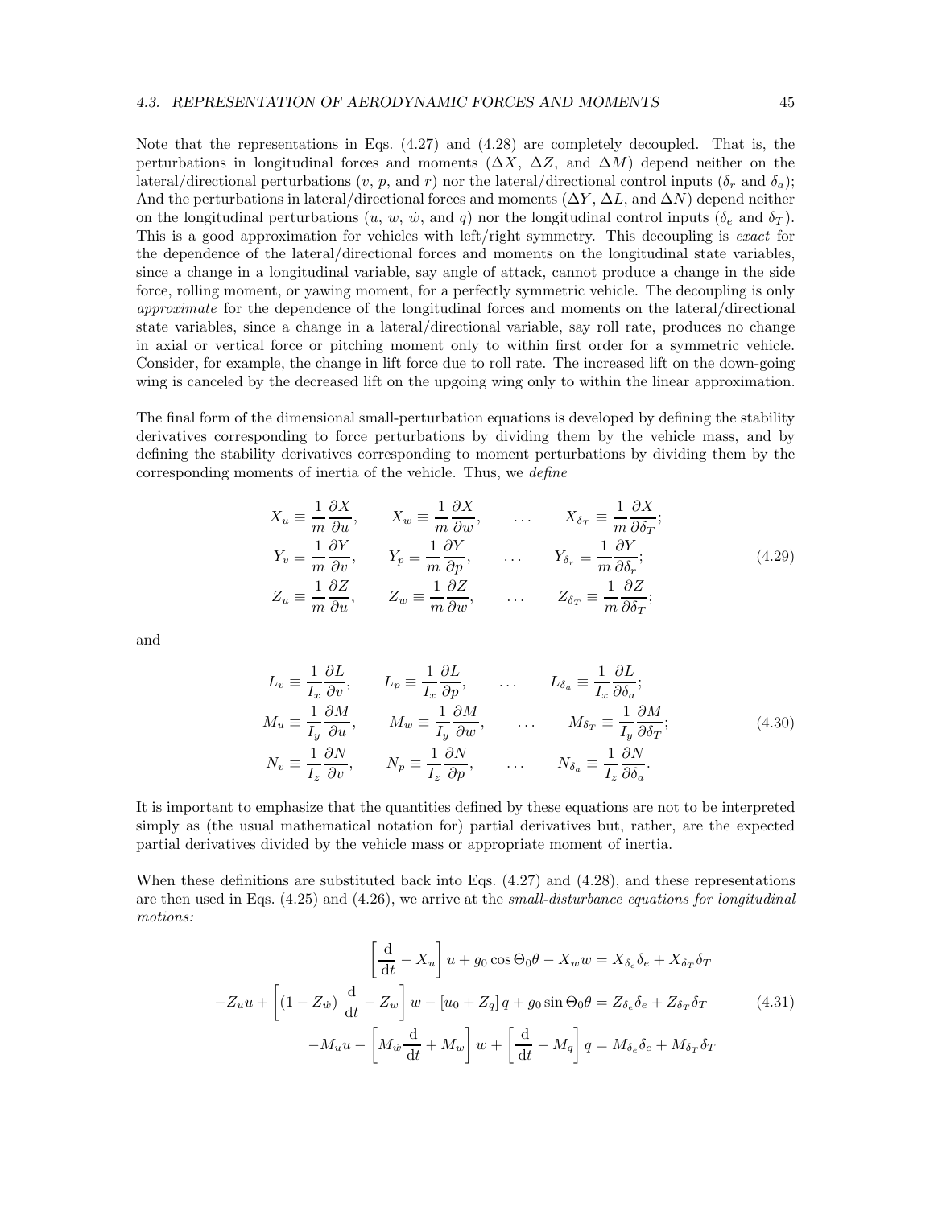Note that the representations in Eqs. (4.27) and (4.28) are completely decoupled. That is, the perturbations in longitudinal forces and moments ($\Delta X$, $\Delta Z$, and $\Delta M$) depend neither on the lateral/directional perturbations ($v$, $p$, and $r$) nor the lateral/directional control inputs ($\delta_r$ and $\delta_a$); And the perturbations in lateral/directional forces and moments ($\Delta Y$, $\Delta L$, and $\Delta N$) depend neither on the longitudinal perturbations ($u$, $w$, $\dot{w}$, and $q$) nor the longitudinal control inputs ($\delta_e$ and $\delta_T$). This is a good approximation for vehicles with left/right symmetry. This decoupling is *exact* for the dependence of the lateral/directional forces and moments on the longitudinal state variables, since a change in a longitudinal variable, say angle of attack, cannot produce a change in the side force, rolling moment, or yawing moment, for a perfectly symmetric vehicle. The decoupling is only *approximate* for the dependence of the longitudinal forces and moments on the lateral/directional state variables, since a change in a lateral/directional variable, say roll rate, produces no change in axial or vertical force or pitching moment only to within first order for a symmetric vehicle. Consider, for example, the change in lift force due to roll rate. The increased lift on the down-going wing is canceled by the decreased lift on the upgoing wing only to within the linear approximation.

The final form of the dimensional small-perturbation equations is developed by defining the stability derivatives corresponding to force perturbations by dividing them by the vehicle mass, and by defining the stability derivatives corresponding to moment perturbations by dividing them by the corresponding moments of inertia of the vehicle. Thus, we *define*

$$
\begin{aligned}
X_u &\equiv \frac{1}{m}\frac{\partial X}{\partial u}, \qquad X_w \equiv \frac{1}{m}\frac{\partial X}{\partial w}, \qquad \ldots \qquad X_{\delta_T} \equiv \frac{1}{m}\frac{\partial X}{\partial \delta_T};\\
Y_v &\equiv \frac{1}{m}\frac{\partial Y}{\partial v}, \qquad Y_p \equiv \frac{1}{m}\frac{\partial Y}{\partial p}, \qquad \ldots \qquad Y_{\delta_r} \equiv \frac{1}{m}\frac{\partial Y}{\partial \delta_r};\\
Z_u &\equiv \frac{1}{m}\frac{\partial Z}{\partial u}, \qquad Z_w \equiv \frac{1}{m}\frac{\partial Z}{\partial w}, \qquad \ldots \qquad Z_{\delta_T} \equiv \frac{1}{m}\frac{\partial Z}{\partial \delta_T};
\end{aligned}
\tag{4.29}
$$

and

$$
\begin{aligned}
L_v &\equiv \frac{1}{I_x}\frac{\partial L}{\partial v}, \qquad L_p \equiv \frac{1}{I_x}\frac{\partial L}{\partial p}, \qquad \ldots \qquad L_{\delta_a} \equiv \frac{1}{I_x}\frac{\partial L}{\partial \delta_a};\\
M_u &\equiv \frac{1}{I_y}\frac{\partial M}{\partial u}, \qquad M_w \equiv \frac{1}{I_y}\frac{\partial M}{\partial w}, \qquad \ldots \qquad M_{\delta_T} \equiv \frac{1}{I_y}\frac{\partial M}{\partial \delta_T};\\
N_v &\equiv \frac{1}{I_z}\frac{\partial N}{\partial v}, \qquad N_p \equiv \frac{1}{I_z}\frac{\partial N}{\partial p}, \qquad \ldots \qquad N_{\delta_a} \equiv \frac{1}{I_z}\frac{\partial N}{\partial \delta_a}.
\end{aligned}
\tag{4.30}
$$

It is important to emphasize that the quantities defined by these equations are not to be interpreted simply as (the usual mathematical notation for) partial derivatives but, rather, are the expected partial derivatives divided by the vehicle mass or appropriate moment of inertia.

When these definitions are substituted back into Eqs. (4.27) and (4.28), and these representations are then used in Eqs. (4.25) and (4.26), we arrive at the *small-disturbance equations for longitudinal motions:*

$$
\begin{aligned}
\left[\frac{\mathrm{d}}{\mathrm{d}t} - X_u\right] u + g_0 \cos\Theta_0 \theta - X_w w &= X_{\delta_e}\delta_e + X_{\delta_T}\delta_T\\
-Z_u u + \left[(1 - Z_{\dot{w}})\frac{\mathrm{d}}{\mathrm{d}t} - Z_w\right] w - \left[u_0 + Z_q\right] q + g_0 \sin\Theta_0 \theta &= Z_{\delta_e}\delta_e + Z_{\delta_T}\delta_T\\
-M_u u - \left[M_{\dot{w}}\frac{\mathrm{d}}{\mathrm{d}t} + M_w\right] w + \left[\frac{\mathrm{d}}{\mathrm{d}t} - M_q\right] q &= M_{\delta_e}\delta_e + M_{\delta_T}\delta_T
\end{aligned}
\tag{4.31}
$$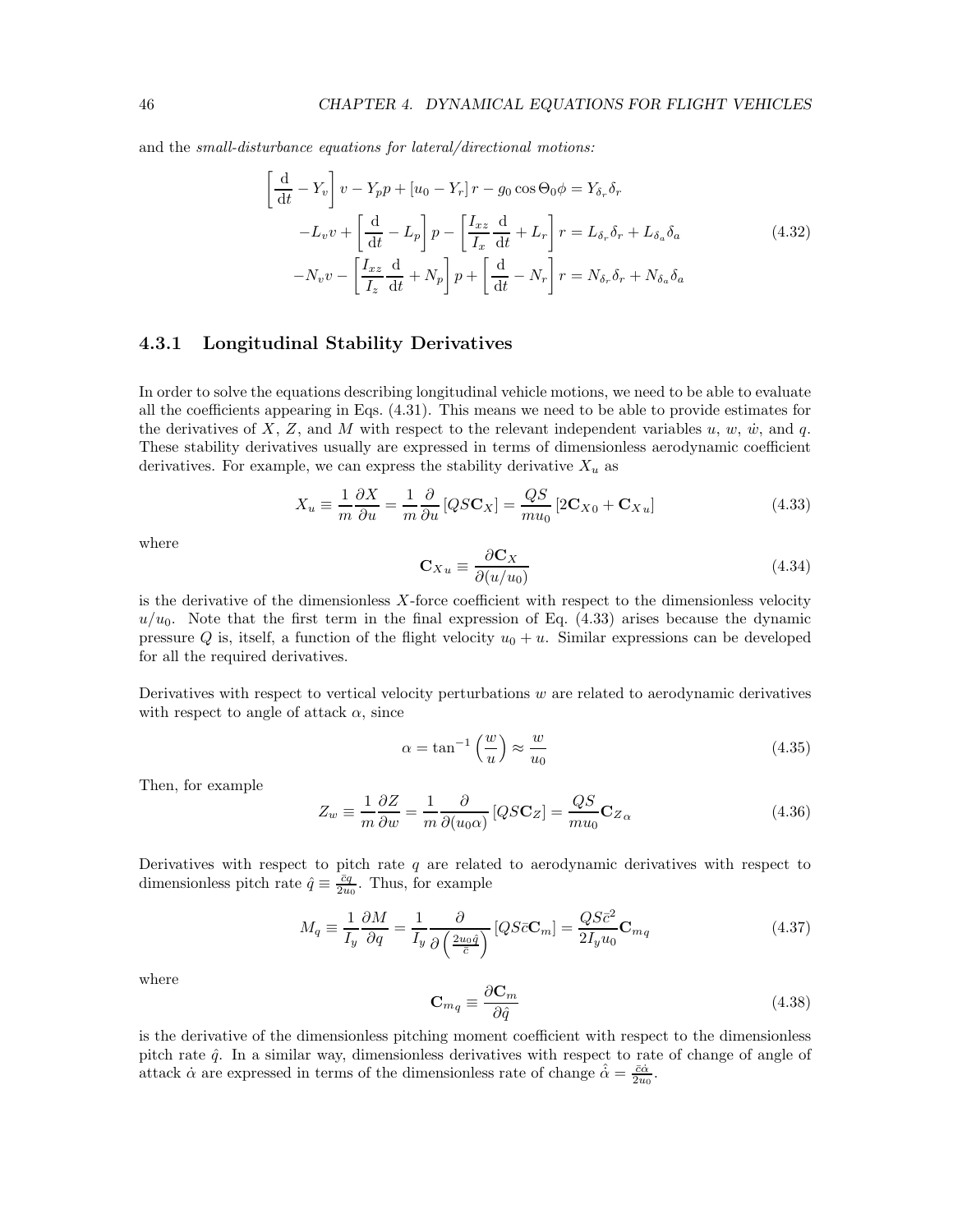and the *small-disturbance equations for lateral/directional motions:*

$$
\begin{aligned}
\left[\frac{\mathrm{d}}{\mathrm{d}t} - Y_v\right] v - Y_p p + \left[u_0 - Y_r\right] r - g_0 \cos\Theta_0 \phi &= Y_{\delta_r}\delta_r \\
-L_v v + \left[\frac{\mathrm{d}}{\mathrm{d}t} - L_p\right] p - \left[\frac{I_{xz}}{I_x}\frac{\mathrm{d}}{\mathrm{d}t} + L_r\right] r &= L_{\delta_r}\delta_r + L_{\delta_a}\delta_a \\
-N_v v - \left[\frac{I_{xz}}{I_z}\frac{\mathrm{d}}{\mathrm{d}t} + N_p\right] p + \left[\frac{\mathrm{d}}{\mathrm{d}t} - N_r\right] r &= N_{\delta_r}\delta_r + N_{\delta_a}\delta_a
\end{aligned}
\tag{4.32}
$$

### 4.3.1 Longitudinal Stability Derivatives

In order to solve the equations describing longitudinal vehicle motions, we need to be able to evaluate all the coefficients appearing in Eqs. (4.31). This means we need to be able to provide estimates for the derivatives of $X$, $Z$, and $M$ with respect to the relevant independent variables $u$, $w$, $\dot{w}$, and $q$. These stability derivatives usually are expressed in terms of dimensionless aerodynamic coefficient derivatives. For example, we can express the stability derivative $X_u$ as

$$
X_u \equiv \frac{1}{m}\frac{\partial X}{\partial u} = \frac{1}{m}\frac{\partial}{\partial u}\left[QS\mathbf{C}_X\right] = \frac{QS}{mu_0}\left[2\mathbf{C}_{X0} + \mathbf{C}_{X\,u}\right] \tag{4.33}
$$

where

$$
\mathbf{C}_{X\,u} \equiv \frac{\partial \mathbf{C}_X}{\partial (u/u_0)} \tag{4.34}
$$

is the derivative of the dimensionless $X$-force coefficient with respect to the dimensionless velocity $u/u_0$. Note that the first term in the final expression of Eq. (4.33) arises because the dynamic pressure $Q$ is, itself, a function of the flight velocity $u_0 + u$. Similar expressions can be developed for all the required derivatives.

Derivatives with respect to vertical velocity perturbations $w$ are related to aerodynamic derivatives with respect to angle of attack $\alpha$, since

$$
\alpha = \tan^{-1}\left(\frac{w}{u}\right) \approx \frac{w}{u_0} \tag{4.35}
$$

Then, for example

$$
Z_w \equiv \frac{1}{m}\frac{\partial Z}{\partial w} = \frac{1}{m}\frac{\partial}{\partial (u_0\alpha)}\left[QS\mathbf{C}_Z\right] = \frac{QS}{mu_0}\mathbf{C}_{Z\,\alpha} \tag{4.36}
$$

Derivatives with respect to pitch rate $q$ are related to aerodynamic derivatives with respect to dimensionless pitch rate $\hat{q} \equiv \frac{\bar{c}q}{2u_0}$. Thus, for example

$$
M_q \equiv \frac{1}{I_y}\frac{\partial M}{\partial q} = \frac{1}{I_y}\frac{\partial}{\partial\left(\frac{2u_0\hat{q}}{\bar{c}}\right)}\left[QS\bar{c}\mathbf{C}_m\right] = \frac{QS\bar{c}^2}{2I_y u_0}\mathbf{C}_{m\,q} \tag{4.37}
$$

where

$$
\mathbf{C}_{m\,q} \equiv \frac{\partial \mathbf{C}_m}{\partial \hat{q}} \tag{4.38}
$$

is the derivative of the dimensionless pitching moment coefficient with respect to the dimensionless pitch rate $\hat{q}$. In a similar way, dimensionless derivatives with respect to rate of change of angle of attack $\dot{\alpha}$ are expressed in terms of the dimensionless rate of change $\hat{\dot{\alpha}} = \frac{\bar{c}\dot{\alpha}}{2u_0}$.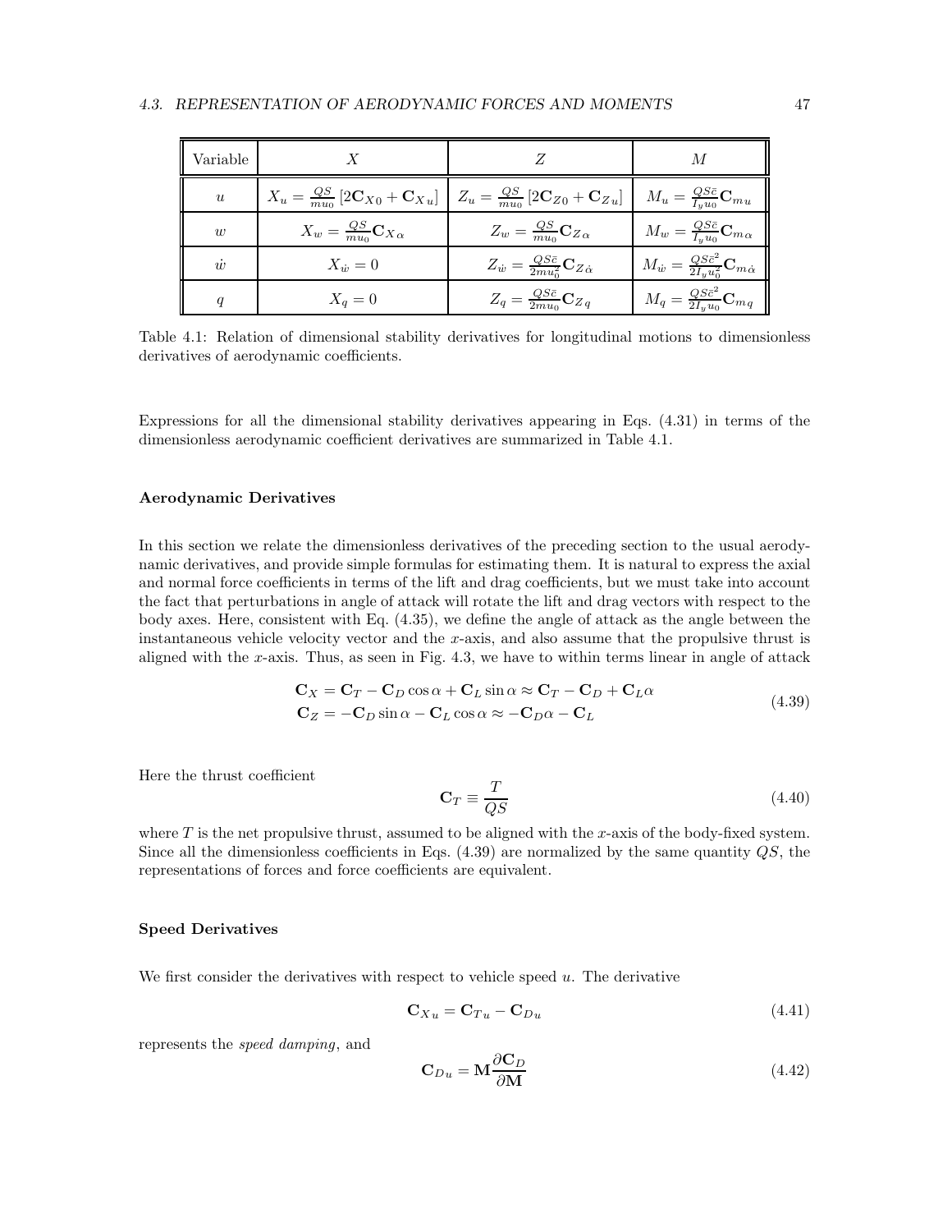| Variable | $X$ | $Z$ | $M$ |
|---|---|---|---|
| $u$ | $X_u = \frac{QS}{mu_0}\left[2\mathbf{C}_{X0} + \mathbf{C}_{Xu}\right]$ | $Z_u = \frac{QS}{mu_0}\left[2\mathbf{C}_{Z0} + \mathbf{C}_{Zu}\right]$ | $M_u = \frac{QS\bar{c}}{I_y u_0}\mathbf{C}_{mu}$ |
| $w$ | $X_w = \frac{QS}{mu_0}\mathbf{C}_{X\alpha}$ | $Z_w = \frac{QS}{mu_0}\mathbf{C}_{Z\alpha}$ | $M_w = \frac{QS\bar{c}}{I_y u_0}\mathbf{C}_{m\alpha}$ |
| $\dot{w}$ | $X_{\dot{w}} = 0$ | $Z_{\dot{w}} = \frac{QS\bar{c}}{2mu_0^2}\mathbf{C}_{Z\dot{\alpha}}$ | $M_{\dot{w}} = \frac{QS\bar{c}^2}{2I_y u_0^2}\mathbf{C}_{m\dot{\alpha}}$ |
| $q$ | $X_q = 0$ | $Z_q = \frac{QS\bar{c}}{2mu_0}\mathbf{C}_{Zq}$ | $M_q = \frac{QS\bar{c}^2}{2I_y u_0}\mathbf{C}_{mq}$ |

Table 4.1: Relation of dimensional stability derivatives for longitudinal motions to dimensionless derivatives of aerodynamic coefficients.

Expressions for all the dimensional stability derivatives appearing in Eqs. (4.31) in terms of the dimensionless aerodynamic coefficient derivatives are summarized in Table 4.1.

### Aerodynamic Derivatives

In this section we relate the dimensionless derivatives of the preceding section to the usual aerodynamic derivatives, and provide simple formulas for estimating them. It is natural to express the axial and normal force coefficients in terms of the lift and drag coefficients, but we must take into account the fact that perturbations in angle of attack will rotate the lift and drag vectors with respect to the body axes. Here, consistent with Eq. (4.35), we define the angle of attack as the angle between the instantaneous vehicle velocity vector and the $x$-axis, and also assume that the propulsive thrust is aligned with the $x$-axis. Thus, as seen in Fig. 4.3, we have to within terms linear in angle of attack

$$
\begin{aligned}
\mathbf{C}_X &= \mathbf{C}_T - \mathbf{C}_D \cos\alpha + \mathbf{C}_L \sin\alpha \approx \mathbf{C}_T - \mathbf{C}_D + \mathbf{C}_L\alpha \\
\mathbf{C}_Z &= -\mathbf{C}_D \sin\alpha - \mathbf{C}_L \cos\alpha \approx -\mathbf{C}_D\alpha - \mathbf{C}_L
\end{aligned}
\tag{4.39}
$$

Here the thrust coefficient

$$
\mathbf{C}_T \equiv \frac{T}{QS} \tag{4.40}
$$

where $T$ is the net propulsive thrust, assumed to be aligned with the $x$-axis of the body-fixed system. Since all the dimensionless coefficients in Eqs. (4.39) are normalized by the same quantity $QS$, the representations of forces and force coefficients are equivalent.

### Speed Derivatives

We first consider the derivatives with respect to vehicle speed $u$. The derivative

$$
\mathbf{C}_{Xu} = \mathbf{C}_{Tu} - \mathbf{C}_{Du} \tag{4.41}
$$

represents the *speed damping*, and

$$
\mathbf{C}_{Du} = \mathbf{M}\frac{\partial \mathbf{C}_D}{\partial \mathbf{M}} \tag{4.42}
$$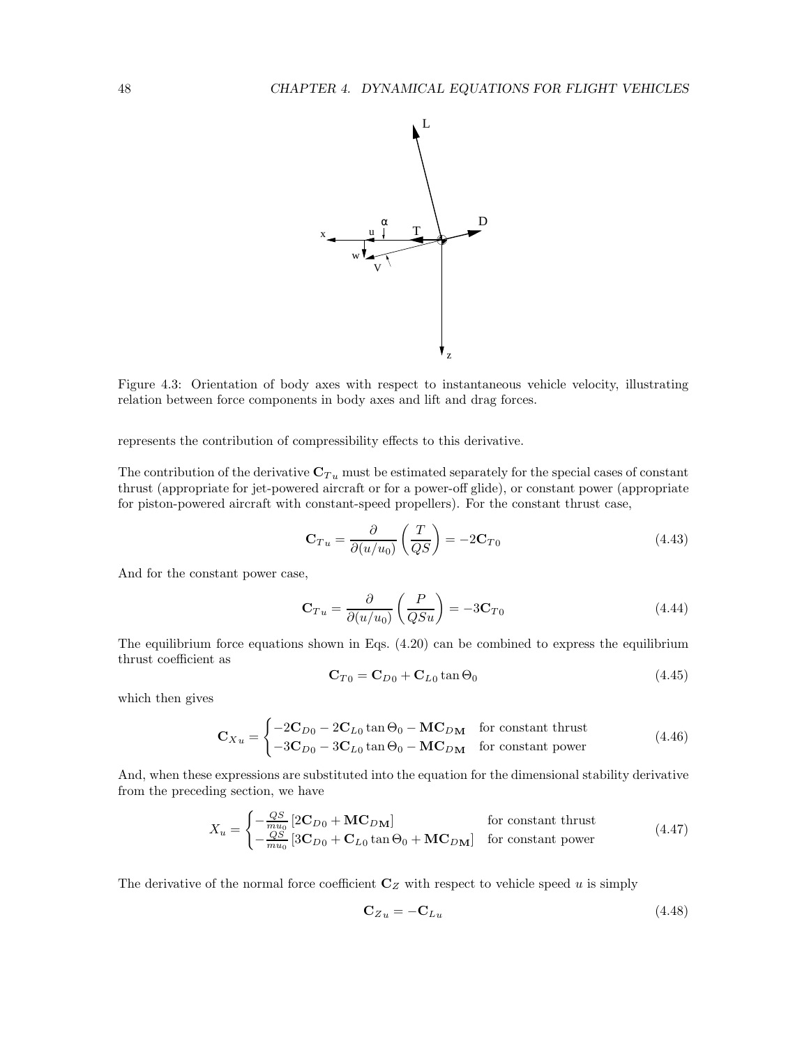Figure 4.3: Orientation of body axes with respect to instantaneous vehicle velocity, illustrating relation between force components in body axes and lift and drag forces.

represents the contribution of compressibility effects to this derivative.

The contribution of the derivative $\mathbf{C}_{Tu}$ must be estimated separately for the special cases of constant thrust (appropriate for jet-powered aircraft or for a power-off glide), or constant power (appropriate for piston-powered aircraft with constant-speed propellers). For the constant thrust case,

$$\mathbf{C}_{Tu} = \frac{\partial}{\partial(u/u_0)}\left(\frac{T}{QS}\right) = -2\mathbf{C}_{T0} \tag{4.43}$$

And for the constant power case,

$$\mathbf{C}_{Tu} = \frac{\partial}{\partial(u/u_0)}\left(\frac{P}{QSu}\right) = -3\mathbf{C}_{T0} \tag{4.44}$$

The equilibrium force equations shown in Eqs. (4.20) can be combined to express the equilibrium thrust coefficient as

$$\mathbf{C}_{T0} = \mathbf{C}_{D0} + \mathbf{C}_{L0}\tan\Theta_0 \tag{4.45}$$

which then gives

$$\mathbf{C}_{Xu} = \begin{cases} -2\mathbf{C}_{D0} - 2\mathbf{C}_{L0}\tan\Theta_0 - \mathbf{M}\mathbf{C}_{D\mathbf{M}} & \text{for constant thrust} \\ -3\mathbf{C}_{D0} - 3\mathbf{C}_{L0}\tan\Theta_0 - \mathbf{M}\mathbf{C}_{D\mathbf{M}} & \text{for constant power} \end{cases} \tag{4.46}$$

And, when these expressions are substituted into the equation for the dimensional stability derivative from the preceding section, we have

$$X_u = \begin{cases} -\frac{QS}{mu_0}\left[2\mathbf{C}_{D0} + \mathbf{M}\mathbf{C}_{D\mathbf{M}}\right] & \text{for constant thrust} \\ -\frac{QS}{mu_0}\left[3\mathbf{C}_{D0} + \mathbf{C}_{L0}\tan\Theta_0 + \mathbf{M}\mathbf{C}_{D\mathbf{M}}\right] & \text{for constant power} \end{cases} \tag{4.47}$$

The derivative of the normal force coefficient $\mathbf{C}_Z$ with respect to vehicle speed $u$ is simply

$$\mathbf{C}_{Zu} = -\mathbf{C}_{Lu} \tag{4.48}$$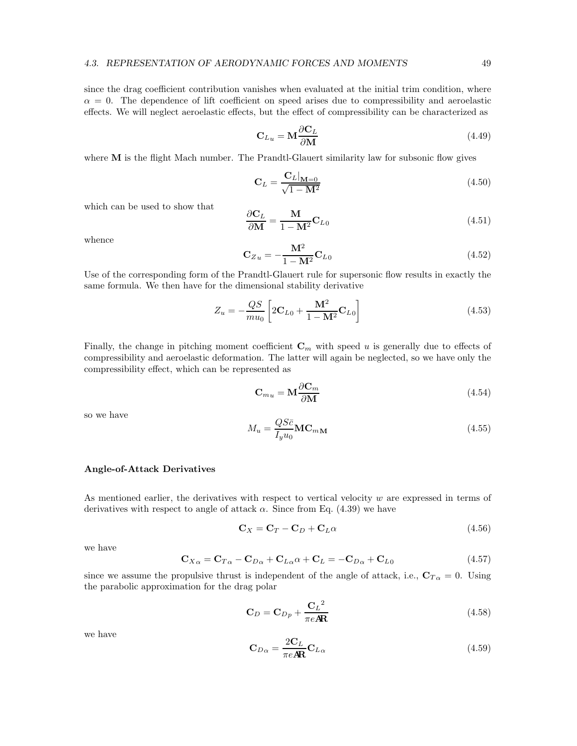since the drag coefficient contribution vanishes when evaluated at the initial trim condition, where $\alpha = 0$. The dependence of lift coefficient on speed arises due to compressibility and aeroelastic effects. We will neglect aeroelastic effects, but the effect of compressibility can be characterized as

$$\mathbf{C}_{L_u} = \mathbf{M}\frac{\partial \mathbf{C}_L}{\partial \mathbf{M}} \tag{4.49}$$

where $\mathbf{M}$ is the flight Mach number. The Prandtl-Glauert similarity law for subsonic flow gives

$$\mathbf{C}_L = \frac{\mathbf{C}_L|_{\mathbf{M}=0}}{\sqrt{1-\mathbf{M}^2}} \tag{4.50}$$

which can be used to show that

$$\frac{\partial \mathbf{C}_L}{\partial \mathbf{M}} = \frac{\mathbf{M}}{1-\mathbf{M}^2}\mathbf{C}_{L0} \tag{4.51}$$

whence

$$\mathbf{C}_{Z\,u} = -\frac{\mathbf{M}^2}{1-\mathbf{M}^2}\mathbf{C}_{L0} \tag{4.52}$$

Use of the corresponding form of the Prandtl-Glauert rule for supersonic flow results in exactly the same formula. We then have for the dimensional stability derivative

$$Z_u = -\frac{QS}{mu_0}\left[2\mathbf{C}_{L0} + \frac{\mathbf{M}^2}{1-\mathbf{M}^2}\mathbf{C}_{L0}\right] \tag{4.53}$$

Finally, the change in pitching moment coefficient $\mathbf{C}_m$ with speed $u$ is generally due to effects of compressibility and aeroelastic deformation. The latter will again be neglected, so we have only the compressibility effect, which can be represented as

$$\mathbf{C}_{m\,u} = \mathbf{M}\frac{\partial \mathbf{C}_m}{\partial \mathbf{M}} \tag{4.54}$$

so we have

$$M_u = \frac{QS\bar{c}}{I_y u_0}\mathbf{M}\mathbf{C}_{m\mathbf{M}} \tag{4.55}$$

**Angle-of-Attack Derivatives**

As mentioned earlier, the derivatives with respect to vertical velocity $w$ are expressed in terms of derivatives with respect to angle of attack $\alpha$. Since from Eq. (4.39) we have

$$\mathbf{C}_X = \mathbf{C}_T - \mathbf{C}_D + \mathbf{C}_L\alpha \tag{4.56}$$

we have

$$\mathbf{C}_{X\alpha} = \mathbf{C}_{T\alpha} - \mathbf{C}_{D\alpha} + \mathbf{C}_{L\alpha}\alpha + \mathbf{C}_L = -\mathbf{C}_{D\alpha} + \mathbf{C}_{L0} \tag{4.57}$$

since we assume the propulsive thrust is independent of the angle of attack, i.e., $\mathbf{C}_{T\alpha} = 0$. Using the parabolic approximation for the drag polar

$$\mathbf{C}_D = \mathbf{C}_{D_p} + \frac{{\mathbf{C}_L}^2}{\pi e \mathbf{AR}} \tag{4.58}$$

we have

$$\mathbf{C}_{D\alpha} = \frac{2\mathbf{C}_L}{\pi e \mathbf{AR}}\mathbf{C}_{L\alpha} \tag{4.59}$$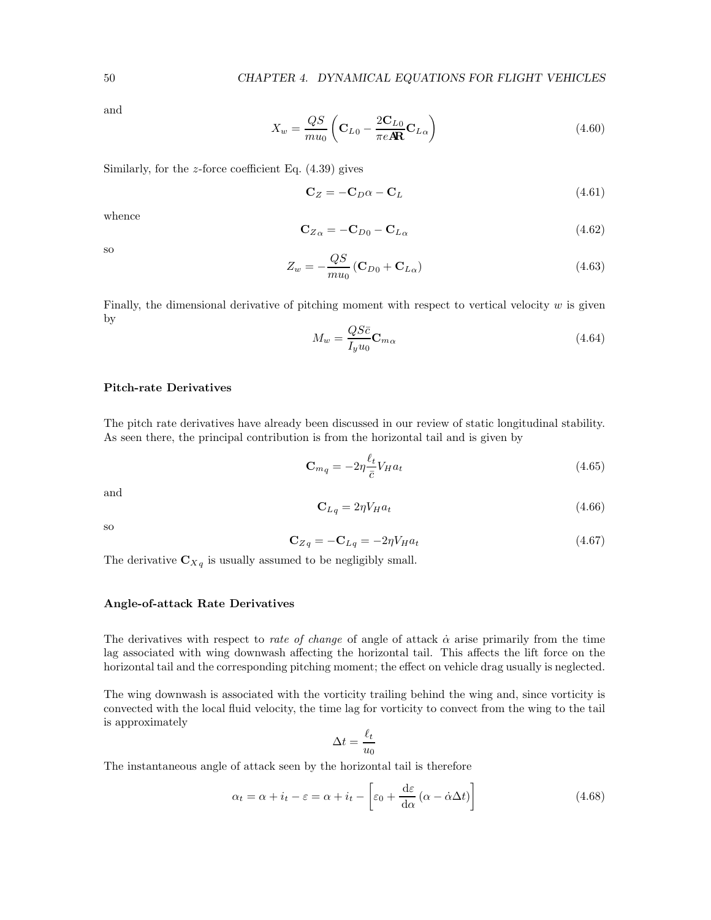and

$$X_w = \frac{QS}{mu_0}\left(\mathbf{C}_{L0} - \frac{2\mathbf{C}_{L0}}{\pi e \mathbf{AR}}\mathbf{C}_{L\alpha}\right) \tag{4.60}$$

Similarly, for the $z$-force coefficient Eq. (4.39) gives

$$\mathbf{C}_Z = -\mathbf{C}_D\alpha - \mathbf{C}_L \tag{4.61}$$

whence

$$\mathbf{C}_{Z\alpha} = -\mathbf{C}_{D0} - \mathbf{C}_{L\alpha} \tag{4.62}$$

so

$$Z_w = -\frac{QS}{mu_0}\left(\mathbf{C}_{D0} + \mathbf{C}_{L\alpha}\right) \tag{4.63}$$

Finally, the dimensional derivative of pitching moment with respect to vertical velocity $w$ is given by

$$M_w = \frac{QS\bar{c}}{I_y u_0}\mathbf{C}_{m\alpha} \tag{4.64}$$

### Pitch-rate Derivatives

The pitch rate derivatives have already been discussed in our review of static longitudinal stability. As seen there, the principal contribution is from the horizontal tail and is given by

$$\mathbf{C}_{m_q} = -2\eta\frac{\ell_t}{\bar{c}}V_H a_t \tag{4.65}$$

and

$$\mathbf{C}_{L_q} = 2\eta V_H a_t \tag{4.66}$$

so

$$\mathbf{C}_{Z_q} = -\mathbf{C}_{L_q} = -2\eta V_H a_t \tag{4.67}$$

The derivative $\mathbf{C}_{X_q}$ is usually assumed to be negligibly small.

### Angle-of-attack Rate Derivatives

The derivatives with respect to *rate of change* of angle of attack $\dot{\alpha}$ arise primarily from the time lag associated with wing downwash affecting the horizontal tail. This affects the lift force on the horizontal tail and the corresponding pitching moment; the effect on vehicle drag usually is neglected.

The wing downwash is associated with the vorticity trailing behind the wing and, since vorticity is convected with the local fluid velocity, the time lag for vorticity to convect from the wing to the tail is approximately

$$\Delta t = \frac{\ell_t}{u_0}$$

The instantaneous angle of attack seen by the horizontal tail is therefore

$$\alpha_t = \alpha + i_t - \varepsilon = \alpha + i_t - \left[\varepsilon_0 + \frac{\mathrm{d}\varepsilon}{\mathrm{d}\alpha}\left(\alpha - \dot{\alpha}\Delta t\right)\right] \tag{4.68}$$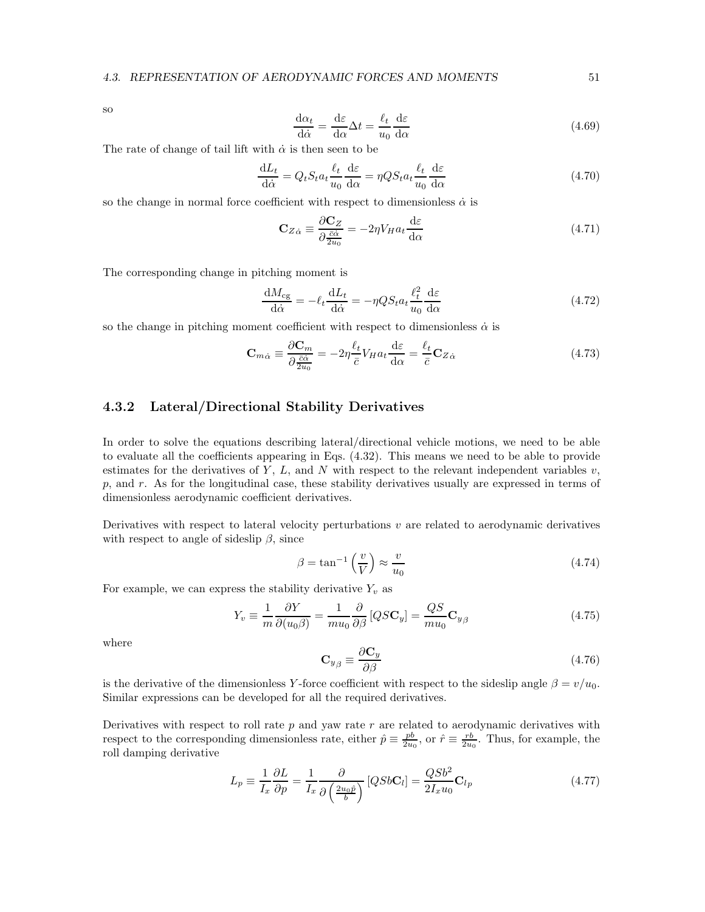so

$$\frac{\mathrm{d}\alpha_t}{\mathrm{d}\dot{\alpha}} = \frac{\mathrm{d}\varepsilon}{\mathrm{d}\alpha}\Delta t = \frac{\ell_t}{u_0}\frac{\mathrm{d}\varepsilon}{\mathrm{d}\alpha} \tag{4.69}$$

The rate of change of tail lift with $\dot{\alpha}$ is then seen to be

$$\frac{\mathrm{d}L_t}{\mathrm{d}\dot{\alpha}} = Q_t S_t a_t \frac{\ell_t}{u_0}\frac{\mathrm{d}\varepsilon}{\mathrm{d}\alpha} = \eta Q S_t a_t \frac{\ell_t}{u_0}\frac{\mathrm{d}\varepsilon}{\mathrm{d}\alpha} \tag{4.70}$$

so the change in normal force coefficient with respect to dimensionless $\dot{\alpha}$ is

$$\mathbf{C}_{Z\dot{\alpha}} \equiv \frac{\partial \mathbf{C}_Z}{\partial \frac{\bar{c}\dot{\alpha}}{2u_0}} = -2\eta V_H a_t \frac{\mathrm{d}\varepsilon}{\mathrm{d}\alpha} \tag{4.71}$$

The corresponding change in pitching moment is

$$\frac{\mathrm{d}M_{\mathrm{cg}}}{\mathrm{d}\dot{\alpha}} = -\ell_t \frac{\mathrm{d}L_t}{\mathrm{d}\dot{\alpha}} = -\eta Q S_t a_t \frac{\ell_t^2}{u_0}\frac{\mathrm{d}\varepsilon}{\mathrm{d}\alpha} \tag{4.72}$$

so the change in pitching moment coefficient with respect to dimensionless $\dot{\alpha}$ is

$$\mathbf{C}_{m\dot{\alpha}} \equiv \frac{\partial \mathbf{C}_m}{\partial \frac{\bar{c}\dot{\alpha}}{2u_0}} = -2\eta \frac{\ell_t}{\bar{c}} V_H a_t \frac{\mathrm{d}\varepsilon}{\mathrm{d}\alpha} = \frac{\ell_t}{\bar{c}} \mathbf{C}_{Z\dot{\alpha}} \tag{4.73}$$

### 4.3.2 Lateral/Directional Stability Derivatives

In order to solve the equations describing lateral/directional vehicle motions, we need to be able to evaluate all the coefficients appearing in Eqs. (4.32). This means we need to be able to provide estimates for the derivatives of $Y$, $L$, and $N$ with respect to the relevant independent variables $v$, $p$, and $r$. As for the longitudinal case, these stability derivatives usually are expressed in terms of dimensionless aerodynamic coefficient derivatives.

Derivatives with respect to lateral velocity perturbations $v$ are related to aerodynamic derivatives with respect to angle of sideslip $\beta$, since

$$\beta = \tan^{-1}\left(\frac{v}{V}\right) \approx \frac{v}{u_0} \tag{4.74}$$

For example, we can express the stability derivative $Y_v$ as

$$Y_v \equiv \frac{1}{m}\frac{\partial Y}{\partial(u_0\beta)} = \frac{1}{m u_0}\frac{\partial}{\partial \beta}\left[QS\mathbf{C}_y\right] = \frac{QS}{m u_0}\mathbf{C}_{y_\beta} \tag{4.75}$$

where

$$\mathbf{C}_{y_\beta} \equiv \frac{\partial \mathbf{C}_y}{\partial \beta} \tag{4.76}$$

is the derivative of the dimensionless $Y$-force coefficient with respect to the sideslip angle $\beta = v/u_0$. Similar expressions can be developed for all the required derivatives.

Derivatives with respect to roll rate $p$ and yaw rate $r$ are related to aerodynamic derivatives with respect to the corresponding dimensionless rate, either $\hat{p} \equiv \frac{pb}{2u_0}$, or $\hat{r} \equiv \frac{rb}{2u_0}$. Thus, for example, the roll damping derivative

$$L_p \equiv \frac{1}{I_x}\frac{\partial L}{\partial p} = \frac{1}{I_x}\frac{\partial}{\partial\left(\frac{2u_0\hat{p}}{b}\right)}\left[QSb\mathbf{C}_l\right] = \frac{QSb^2}{2I_x u_0}\mathbf{C}_{l_p} \tag{4.77}$$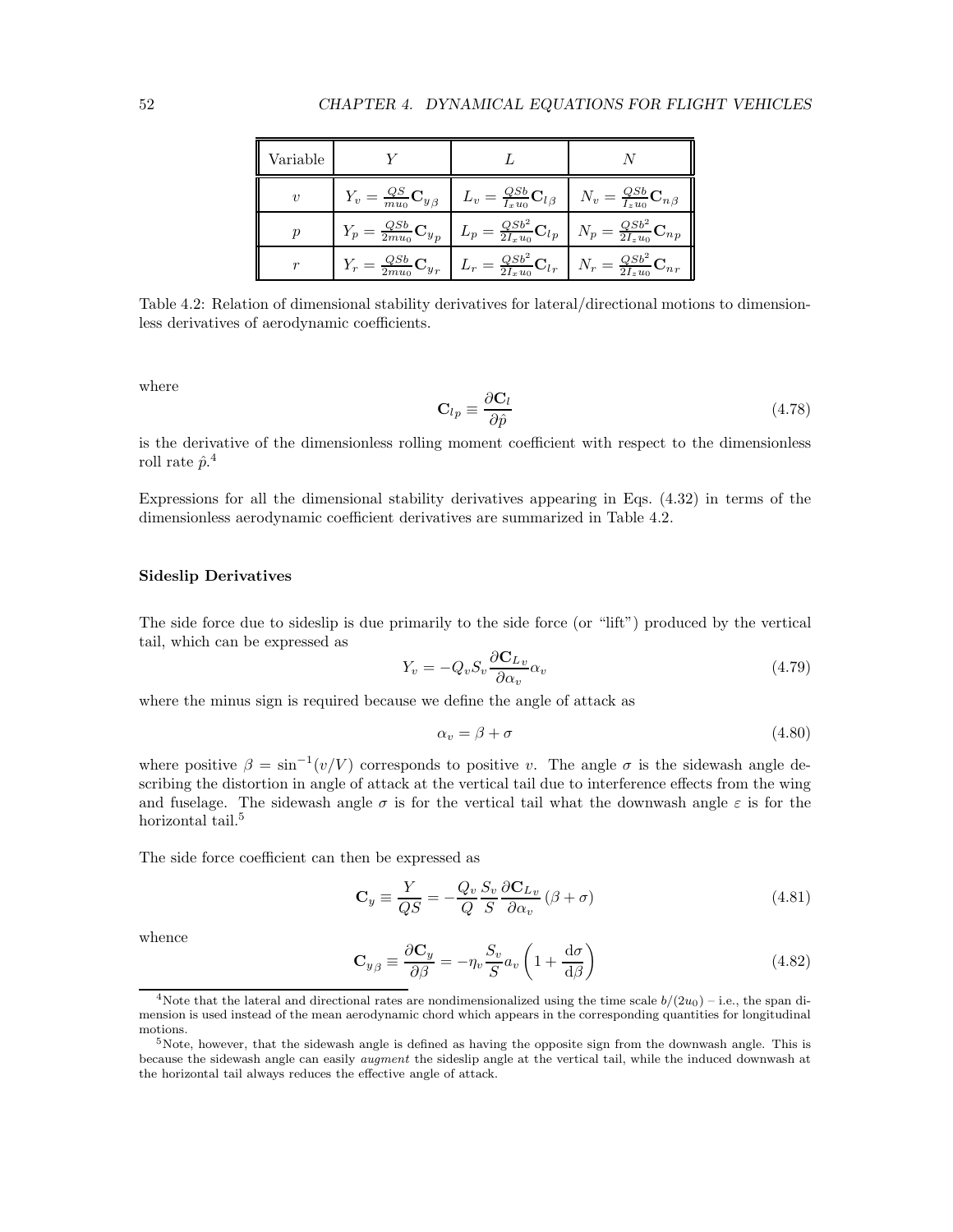| Variable | $Y$ | $L$ | $N$ |
|---|---|---|---|
| $v$ | $Y_v = \frac{QS}{mu_0}\mathbf{C}_{y\beta}$ | $L_v = \frac{QSb}{I_x u_0}\mathbf{C}_{l\beta}$ | $N_v = \frac{QSb}{I_z u_0}\mathbf{C}_{n\beta}$ |
| $p$ | $Y_p = \frac{QSb}{2mu_0}\mathbf{C}_{y_p}$ | $L_p = \frac{QSb^2}{2I_x u_0}\mathbf{C}_{lp}$ | $N_p = \frac{QSb^2}{2I_z u_0}\mathbf{C}_{np}$ |
| $r$ | $Y_r = \frac{QSb}{2mu_0}\mathbf{C}_{y_r}$ | $L_r = \frac{QSb^2}{2I_x u_0}\mathbf{C}_{lr}$ | $N_r = \frac{QSb^2}{2I_z u_0}\mathbf{C}_{nr}$ |

Table 4.2: Relation of dimensional stability derivatives for lateral/directional motions to dimensionless derivatives of aerodynamic coefficients.

where

$$\mathbf{C}_{lp} \equiv \frac{\partial \mathbf{C}_l}{\partial \hat{p}} \tag{4.78}$$

is the derivative of the dimensionless rolling moment coefficient with respect to the dimensionless roll rate $\hat{p}$.[4]

Expressions for all the dimensional stability derivatives appearing in Eqs. (4.32) in terms of the dimensionless aerodynamic coefficient derivatives are summarized in Table 4.2.

### Sideslip Derivatives

The side force due to sideslip is due primarily to the side force (or "lift") produced by the vertical tail, which can be expressed as

$$Y_v = -Q_v S_v \frac{\partial \mathbf{C}_{L_v}}{\partial \alpha_v} \alpha_v \tag{4.79}$$

where the minus sign is required because we define the angle of attack as

$$\alpha_v = \beta + \sigma \tag{4.80}$$

where positive $\beta = \sin^{-1}(v/V)$ corresponds to positive $v$. The angle $\sigma$ is the sidewash angle describing the distortion in angle of attack at the vertical tail due to interference effects from the wing and fuselage. The sidewash angle $\sigma$ is for the vertical tail what the downwash angle $\varepsilon$ is for the horizontal tail.[5]

The side force coefficient can then be expressed as

$$\mathbf{C}_y \equiv \frac{Y}{QS} = -\frac{Q_v}{Q}\frac{S_v}{S}\frac{\partial \mathbf{C}_{L_v}}{\partial \alpha_v}(\beta + \sigma) \tag{4.81}$$

whence

$$\mathbf{C}_{y\beta} \equiv \frac{\partial \mathbf{C}_y}{\partial \beta} = -\eta_v \frac{S_v}{S} a_v \left(1 + \frac{\mathrm{d}\sigma}{\mathrm{d}\beta}\right) \tag{4.82}$$

[4] Note that the lateral and directional rates are nondimensionalized using the time scale $b/(2u_0)$ – i.e., the span dimension is used instead of the mean aerodynamic chord which appears in the corresponding quantities for longitudinal motions.

[5] Note, however, that the sidewash angle is defined as having the opposite sign from the downwash angle. This is because the sidewash angle can easily *augment* the sideslip angle at the vertical tail, while the induced downwash at the horizontal tail always reduces the effective angle of attack.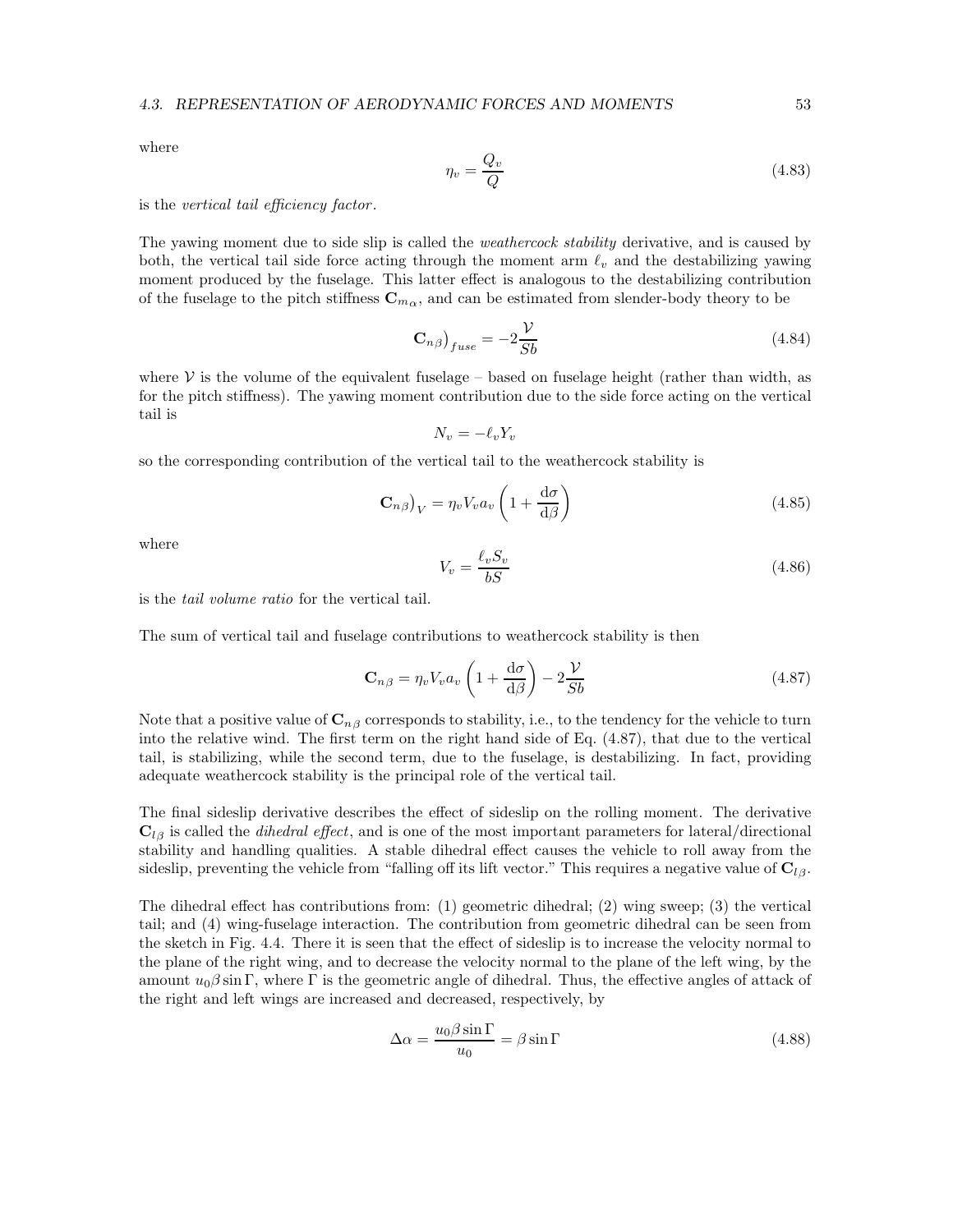where

$$\eta_v = \frac{Q_v}{Q} \tag{4.83}$$

is the *vertical tail efficiency factor*.

The yawing moment due to side slip is called the *weathercock stability* derivative, and is caused by both, the vertical tail side force acting through the moment arm $\ell_v$ and the destabilizing yawing moment produced by the fuselage. This latter effect is analogous to the destabilizing contribution of the fuselage to the pitch stiffness $\mathbf{C}_{m_\alpha}$, and can be estimated from slender-body theory to be

$$\mathbf{C}_{n\beta}\big)_{fuse} = -2\frac{\mathcal{V}}{Sb} \tag{4.84}$$

where $\mathcal{V}$ is the volume of the equivalent fuselage – based on fuselage height (rather than width, as for the pitch stiffness). The yawing moment contribution due to the side force acting on the vertical tail is

$$N_v = -\ell_v Y_v$$

so the corresponding contribution of the vertical tail to the weathercock stability is

$$\mathbf{C}_{n\beta}\big)_V = \eta_v V_v a_v \left(1 + \frac{\mathrm{d}\sigma}{\mathrm{d}\beta}\right) \tag{4.85}$$

where

$$V_v = \frac{\ell_v S_v}{bS} \tag{4.86}$$

is the *tail volume ratio* for the vertical tail.

The sum of vertical tail and fuselage contributions to weathercock stability is then

$$\mathbf{C}_{n\beta} = \eta_v V_v a_v \left(1 + \frac{\mathrm{d}\sigma}{\mathrm{d}\beta}\right) - 2\frac{\mathcal{V}}{Sb} \tag{4.87}$$

Note that a positive value of $\mathbf{C}_{n\beta}$ corresponds to stability, i.e., to the tendency for the vehicle to turn into the relative wind. The first term on the right hand side of Eq. (4.87), that due to the vertical tail, is stabilizing, while the second term, due to the fuselage, is destabilizing. In fact, providing adequate weathercock stability is the principal role of the vertical tail.

The final sideslip derivative describes the effect of sideslip on the rolling moment. The derivative $\mathbf{C}_{l\beta}$ is called the *dihedral effect*, and is one of the most important parameters for lateral/directional stability and handling qualities. A stable dihedral effect causes the vehicle to roll away from the sideslip, preventing the vehicle from "falling off its lift vector." This requires a negative value of $\mathbf{C}_{l\beta}$.

The dihedral effect has contributions from: (1) geometric dihedral; (2) wing sweep; (3) the vertical tail; and (4) wing-fuselage interaction. The contribution from geometric dihedral can be seen from the sketch in Fig. 4.4. There it is seen that the effect of sideslip is to increase the velocity normal to the plane of the right wing, and to decrease the velocity normal to the plane of the left wing, by the amount $u_0\beta \sin\Gamma$, where $\Gamma$ is the geometric angle of dihedral. Thus, the effective angles of attack of the right and left wings are increased and decreased, respectively, by

$$\Delta\alpha = \frac{u_0\beta \sin\Gamma}{u_0} = \beta \sin\Gamma \tag{4.88}$$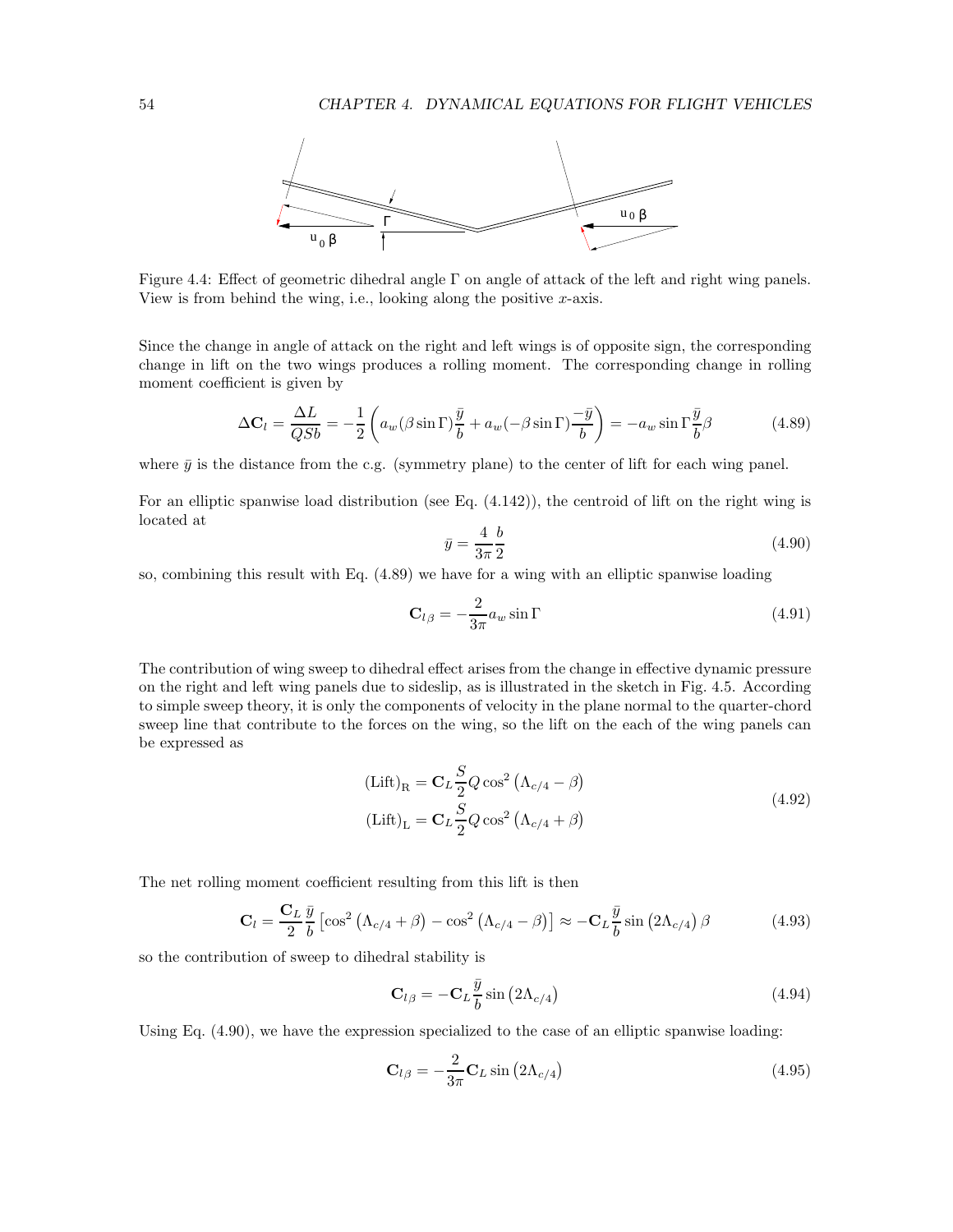Figure 4.4: Effect of geometric dihedral angle $\Gamma$ on angle of attack of the left and right wing panels. View is from behind the wing, i.e., looking along the positive $x$-axis.

Since the change in angle of attack on the right and left wings is of opposite sign, the corresponding change in lift on the two wings produces a rolling moment. The corresponding change in rolling moment coefficient is given by

$$\Delta \mathbf{C}_l = \frac{\Delta L}{QSb} = -\frac{1}{2}\left(a_w(\beta \sin\Gamma)\frac{\bar{y}}{b} + a_w(-\beta\sin\Gamma)\frac{-\bar{y}}{b}\right) = -a_w \sin\Gamma \frac{\bar{y}}{b}\beta \tag{4.89}$$

where $\bar{y}$ is the distance from the c.g. (symmetry plane) to the center of lift for each wing panel.

For an elliptic spanwise load distribution (see Eq. (4.142)), the centroid of lift on the right wing is located at

$$\bar{y} = \frac{4}{3\pi}\frac{b}{2} \tag{4.90}$$

so, combining this result with Eq. (4.89) we have for a wing with an elliptic spanwise loading

$$\mathbf{C}_{l\beta} = -\frac{2}{3\pi}a_w \sin\Gamma \tag{4.91}$$

The contribution of wing sweep to dihedral effect arises from the change in effective dynamic pressure on the right and left wing panels due to sideslip, as is illustrated in the sketch in Fig. 4.5. According to simple sweep theory, it is only the components of velocity in the plane normal to the quarter-chord sweep line that contribute to the forces on the wing, so the lift on the each of the wing panels can be expressed as

$$\begin{aligned}
(\text{Lift})_{\text{R}} &= \mathbf{C}_L \frac{S}{2} Q \cos^2\left(\Lambda_{c/4} - \beta\right) \\
(\text{Lift})_{\text{L}} &= \mathbf{C}_L \frac{S}{2} Q \cos^2\left(\Lambda_{c/4} + \beta\right)
\end{aligned} \tag{4.92}$$

The net rolling moment coefficient resulting from this lift is then

$$\mathbf{C}_l = \frac{\mathbf{C}_L}{2}\frac{\bar{y}}{b}\left[\cos^2\left(\Lambda_{c/4} + \beta\right) - \cos^2\left(\Lambda_{c/4} - \beta\right)\right] \approx -\mathbf{C}_L \frac{\bar{y}}{b}\sin\left(2\Lambda_{c/4}\right)\beta \tag{4.93}$$

so the contribution of sweep to dihedral stability is

$$\mathbf{C}_{l\beta} = -\mathbf{C}_L \frac{\bar{y}}{b}\sin\left(2\Lambda_{c/4}\right) \tag{4.94}$$

Using Eq. (4.90), we have the expression specialized to the case of an elliptic spanwise loading:

$$\mathbf{C}_{l\beta} = -\frac{2}{3\pi}\mathbf{C}_L \sin\left(2\Lambda_{c/4}\right) \tag{4.95}$$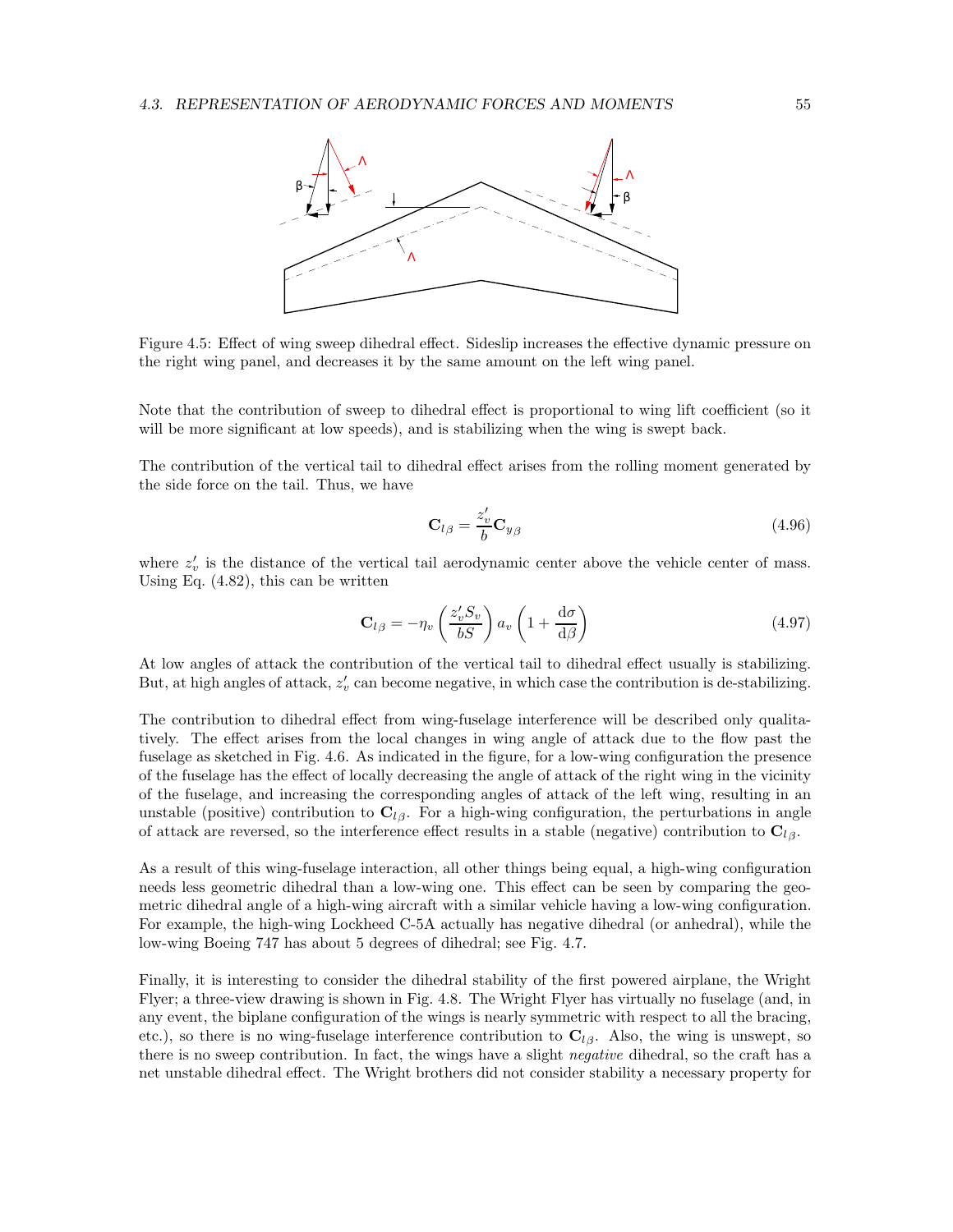Figure 4.5: Effect of wing sweep dihedral effect. Sideslip increases the effective dynamic pressure on the right wing panel, and decreases it by the same amount on the left wing panel.

Note that the contribution of sweep to dihedral effect is proportional to wing lift coefficient (so it will be more significant at low speeds), and is stabilizing when the wing is swept back.

The contribution of the vertical tail to dihedral effect arises from the rolling moment generated by the side force on the tail. Thus, we have

$$\mathbf{C}_{l\beta} = \frac{z_v'}{b}\mathbf{C}_{y\beta} \tag{4.96}$$

where $z_v'$ is the distance of the vertical tail aerodynamic center above the vehicle center of mass. Using Eq. (4.82), this can be written

$$\mathbf{C}_{l\beta} = -\eta_v \left(\frac{z_v' S_v}{bS}\right) a_v \left(1 + \frac{\mathrm{d}\sigma}{\mathrm{d}\beta}\right) \tag{4.97}$$

At low angles of attack the contribution of the vertical tail to dihedral effect usually is stabilizing. But, at high angles of attack, $z_v'$ can become negative, in which case the contribution is de-stabilizing.

The contribution to dihedral effect from wing-fuselage interference will be described only qualitatively. The effect arises from the local changes in wing angle of attack due to the flow past the fuselage as sketched in Fig. 4.6. As indicated in the figure, for a low-wing configuration the presence of the fuselage has the effect of locally decreasing the angle of attack of the right wing in the vicinity of the fuselage, and increasing the corresponding angles of attack of the left wing, resulting in an unstable (positive) contribution to $\mathbf{C}_{l\beta}$. For a high-wing configuration, the perturbations in angle of attack are reversed, so the interference effect results in a stable (negative) contribution to $\mathbf{C}_{l\beta}$.

As a result of this wing-fuselage interaction, all other things being equal, a high-wing configuration needs less geometric dihedral than a low-wing one. This effect can be seen by comparing the geometric dihedral angle of a high-wing aircraft with a similar vehicle having a low-wing configuration. For example, the high-wing Lockheed C-5A actually has negative dihedral (or anhedral), while the low-wing Boeing 747 has about 5 degrees of dihedral; see Fig. 4.7.

Finally, it is interesting to consider the dihedral stability of the first powered airplane, the Wright Flyer; a three-view drawing is shown in Fig. 4.8. The Wright Flyer has virtually no fuselage (and, in any event, the biplane configuration of the wings is nearly symmetric with respect to all the bracing, etc.), so there is no wing-fuselage interference contribution to $\mathbf{C}_{l\beta}$. Also, the wing is unswept, so there is no sweep contribution. In fact, the wings have a slight *negative* dihedral, so the craft has a net unstable dihedral effect. The Wright brothers did not consider stability a necessary property for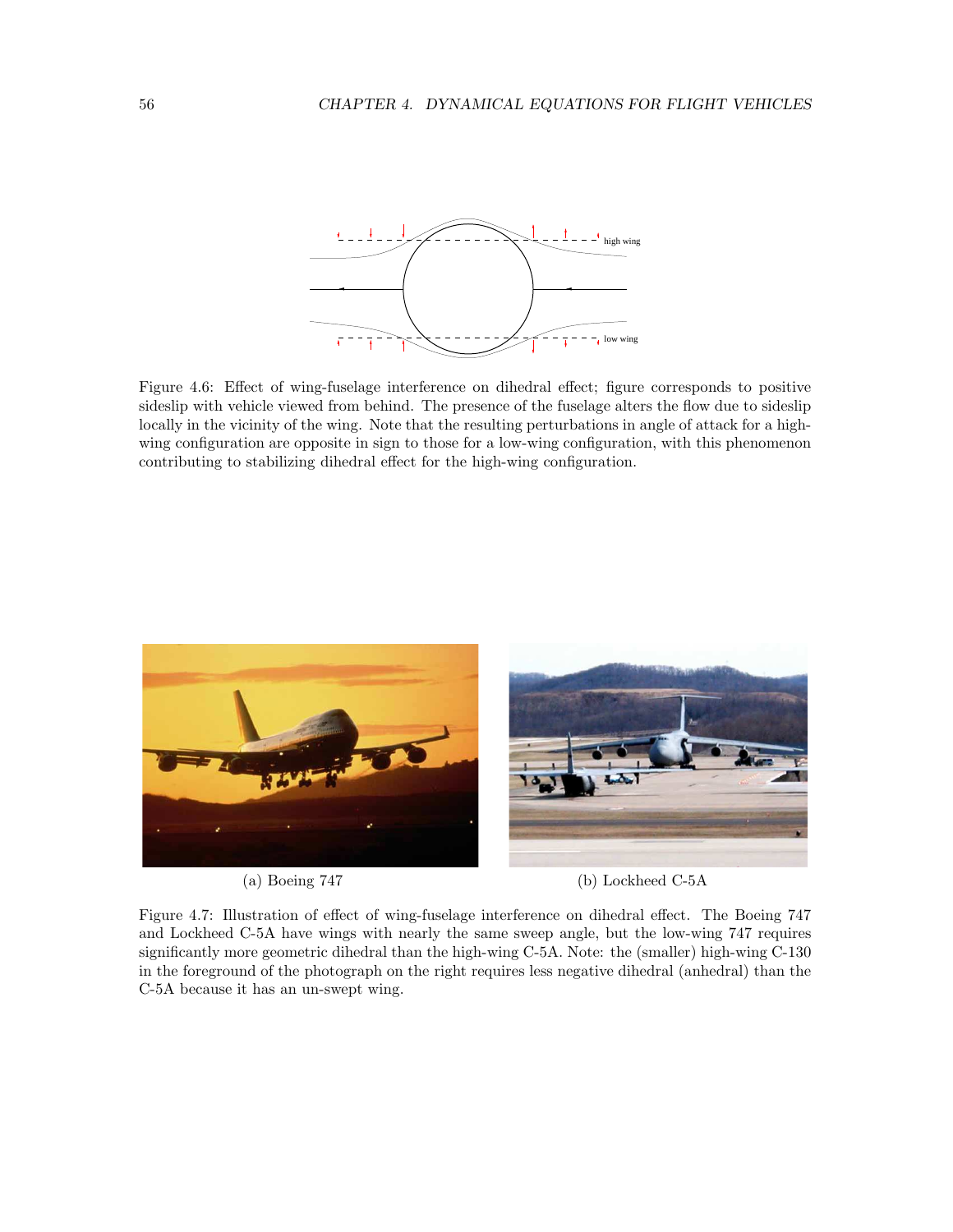Figure 4.6: Effect of wing-fuselage interference on dihedral effect; figure corresponds to positive sideslip with vehicle viewed from behind. The presence of the fuselage alters the flow due to sideslip locally in the vicinity of the wing. Note that the resulting perturbations in angle of attack for a high-wing configuration are opposite in sign to those for a low-wing configuration, with this phenomenon contributing to stabilizing dihedral effect for the high-wing configuration.

(a) Boeing 747

(b) Lockheed C-5A

Figure 4.7: Illustration of effect of wing-fuselage interference on dihedral effect. The Boeing 747 and Lockheed C-5A have wings with nearly the same sweep angle, but the low-wing 747 requires significantly more geometric dihedral than the high-wing C-5A. Note: the (smaller) high-wing C-130 in the foreground of the photograph on the right requires less negative dihedral (anhedral) than the C-5A because it has an un-swept wing.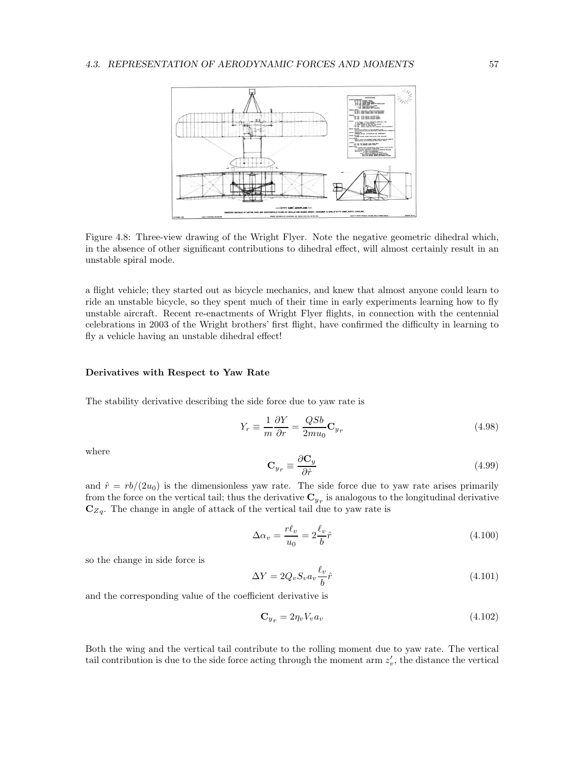Figure 4.8: Three-view drawing of the Wright Flyer. Note the negative geometric dihedral which, in the absence of other significant contributions to dihedral effect, will almost certainly result in an unstable spiral mode.

a flight vehicle; they started out as bicycle mechanics, and knew that almost anyone could learn to ride an unstable bicycle, so they spent much of their time in early experiments learning how to fly unstable aircraft. Recent re-enactments of Wright Flyer flights, in connection with the centennial celebrations in 2003 of the Wright brothers' first flight, have confirmed the difficulty in learning to fly a vehicle having an unstable dihedral effect!

**Derivatives with Respect to Yaw Rate**

The stability derivative describing the side force due to yaw rate is

$$Y_r \equiv \frac{1}{m}\frac{\partial Y}{\partial r} = \frac{QSb}{2mu_0}\mathbf{C}_{y_r} \tag{4.98}$$

where

$$\mathbf{C}_{y_r} \equiv \frac{\partial \mathbf{C}_y}{\partial \hat{r}} \tag{4.99}$$

and $\hat{r} = rb/(2u_0)$ is the dimensionless yaw rate. The side force due to yaw rate arises primarily from the force on the vertical tail; thus the derivative $\mathbf{C}_{y_r}$ is analogous to the longitudinal derivative $\mathbf{C}_{Zq}$. The change in angle of attack of the vertical tail due to yaw rate is

$$\Delta\alpha_v = \frac{r\ell_v}{u_0} = 2\frac{\ell_v}{b}\hat{r} \tag{4.100}$$

so the change in side force is

$$\Delta Y = 2Q_v S_v a_v \frac{\ell_v}{b}\hat{r} \tag{4.101}$$

and the corresponding value of the coefficient derivative is

$$\mathbf{C}_{y_r} = 2\eta_v V_v a_v \tag{4.102}$$

Both the wing and the vertical tail contribute to the rolling moment due to yaw rate. The vertical tail contribution is due to the side force acting through the moment arm $z_v'$, the distance the vertical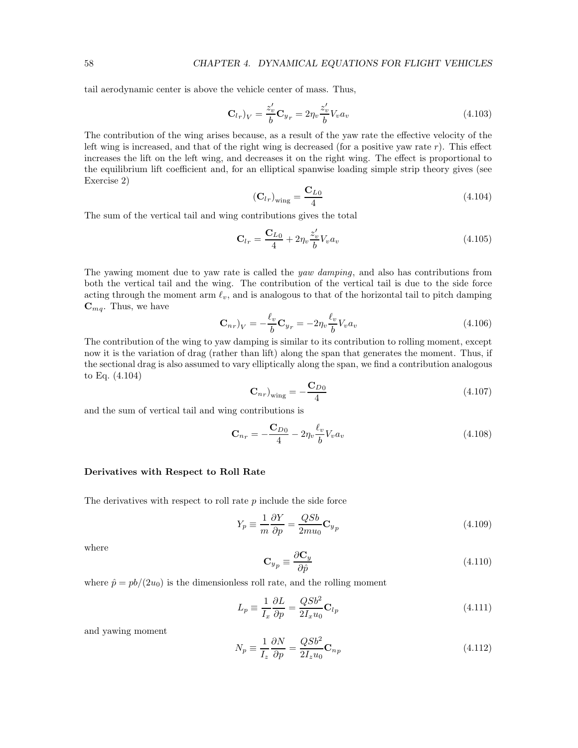tail aerodynamic center is above the vehicle center of mass. Thus,

$$\mathbf{C}_{l_r})_V = \frac{z_v'}{b}\mathbf{C}_{y_r} = 2\eta_v \frac{z_v'}{b} V_v a_v \tag{4.103}$$

The contribution of the wing arises because, as a result of the yaw rate the effective velocity of the left wing is increased, and that of the right wing is decreased (for a positive yaw rate $r$). This effect increases the lift on the left wing, and decreases it on the right wing. The effect is proportional to the equilibrium lift coefficient and, for an elliptical spanwise loading simple strip theory gives (see Exercise 2)

$$(\mathbf{C}_{l_r})_{\text{wing}} = \frac{\mathbf{C}_{L0}}{4} \tag{4.104}$$

The sum of the vertical tail and wing contributions gives the total

$$\mathbf{C}_{l_r} = \frac{\mathbf{C}_{L0}}{4} + 2\eta_v \frac{z_v'}{b} V_v a_v \tag{4.105}$$

The yawing moment due to yaw rate is called the *yaw damping*, and also has contributions from both the vertical tail and the wing. The contribution of the vertical tail is due to the side force acting through the moment arm $\ell_v$, and is analogous to that of the horizontal tail to pitch damping $\mathbf{C}_{m_q}$. Thus, we have

$$\mathbf{C}_{n_r})_V = -\frac{\ell_v}{b}\mathbf{C}_{y_r} = -2\eta_v \frac{\ell_v}{b} V_v a_v \tag{4.106}$$

The contribution of the wing to yaw damping is similar to its contribution to rolling moment, except now it is the variation of drag (rather than lift) along the span that generates the moment. Thus, if the sectional drag is also assumed to vary elliptically along the span, we find a contribution analogous to Eq. (4.104)

$$\mathbf{C}_{n_r})_{\text{wing}} = -\frac{\mathbf{C}_{D0}}{4} \tag{4.107}$$

and the sum of vertical tail and wing contributions is

$$\mathbf{C}_{n_r} = -\frac{\mathbf{C}_{D0}}{4} - 2\eta_v \frac{\ell_v}{b} V_v a_v \tag{4.108}$$

**Derivatives with Respect to Roll Rate**

The derivatives with respect to roll rate $p$ include the side force

$$Y_p \equiv \frac{1}{m}\frac{\partial Y}{\partial p} = \frac{QSb}{2mu_0}\mathbf{C}_{y_p} \tag{4.109}$$

where

$$\mathbf{C}_{y_p} \equiv \frac{\partial \mathbf{C}_y}{\partial \hat{p}} \tag{4.110}$$

where $\hat{p} = pb/(2u_0)$ is the dimensionless roll rate, and the rolling moment

$$L_p \equiv \frac{1}{I_x}\frac{\partial L}{\partial p} = \frac{QSb^2}{2I_x u_0}\mathbf{C}_{l_p} \tag{4.111}$$

and yawing moment

$$N_p \equiv \frac{1}{I_z}\frac{\partial N}{\partial p} = \frac{QSb^2}{2I_z u_0}\mathbf{C}_{n_p} \tag{4.112}$$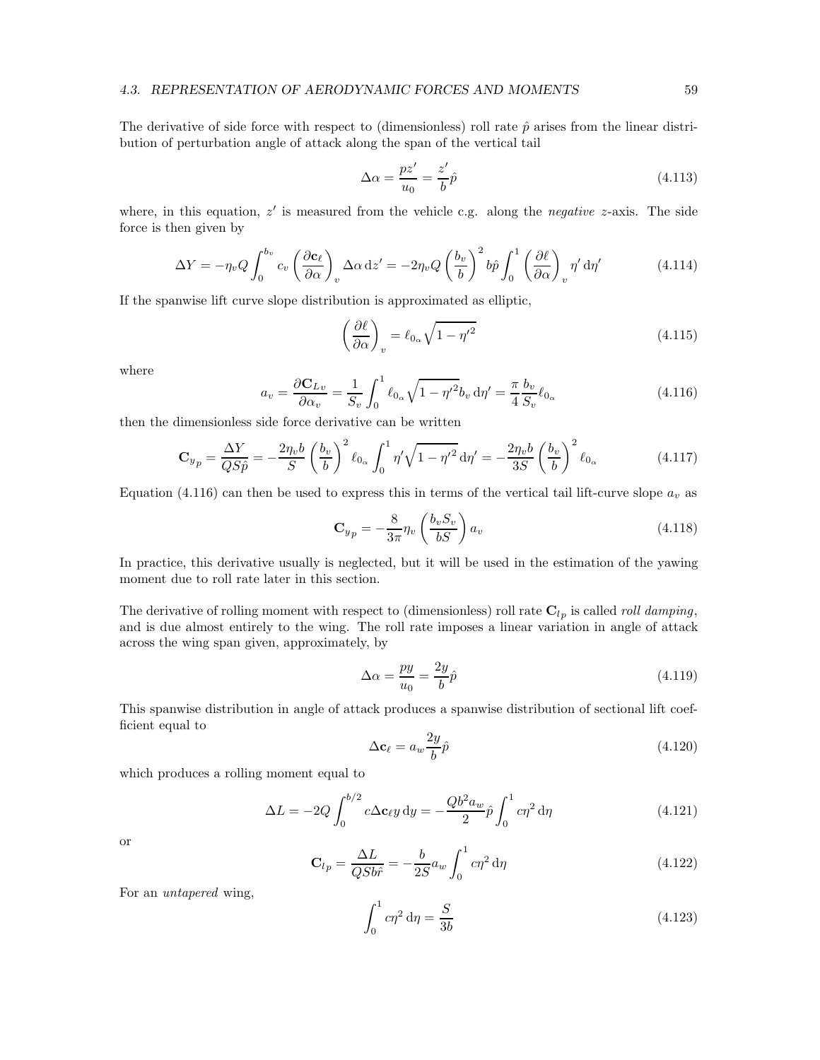The derivative of side force with respect to (dimensionless) roll rate $\hat{p}$ arises from the linear distribution of perturbation angle of attack along the span of the vertical tail

$$\Delta\alpha = \frac{pz'}{u_0} = \frac{z'}{b}\hat{p} \tag{4.113}$$

where, in this equation, $z'$ is measured from the vehicle c.g. along the *negative* $z$-axis. The side force is then given by

$$\Delta Y = -\eta_v Q \int_0^{b_v} c_v \left(\frac{\partial \mathbf{c}_\ell}{\partial \alpha}\right)_v \Delta\alpha \,\mathrm{d}z' = -2\eta_v Q \left(\frac{b_v}{b}\right)^2 b\hat{p} \int_0^1 \left(\frac{\partial \ell}{\partial \alpha}\right)_v \eta' \,\mathrm{d}\eta' \tag{4.114}$$

If the spanwise lift curve slope distribution is approximated as elliptic,

$$\left(\frac{\partial \ell}{\partial \alpha}\right)_v = \ell_{0_\alpha}\sqrt{1-\eta'^2} \tag{4.115}$$

where

$$a_v = \frac{\partial \mathbf{C}_{Lv}}{\partial \alpha_v} = \frac{1}{S_v}\int_0^1 \ell_{0_\alpha}\sqrt{1-\eta'^2}\, b_v \,\mathrm{d}\eta' = \frac{\pi}{4}\frac{b_v}{S_v}\ell_{0_\alpha} \tag{4.116}$$

then the dimensionless side force derivative can be written

$$\mathbf{C}_{y_p} = \frac{\Delta Y}{QS\hat{p}} = -\frac{2\eta_v b}{S}\left(\frac{b_v}{b}\right)^2 \ell_{0_\alpha}\int_0^1 \eta'\sqrt{1-\eta'^2}\,\mathrm{d}\eta' = -\frac{2\eta_v b}{3S}\left(\frac{b_v}{b}\right)^2 \ell_{0_\alpha} \tag{4.117}$$

Equation (4.116) can then be used to express this in terms of the vertical tail lift-curve slope $a_v$ as

$$\mathbf{C}_{y_p} = -\frac{8}{3\pi}\eta_v\left(\frac{b_v S_v}{bS}\right) a_v \tag{4.118}$$

In practice, this derivative usually is neglected, but it will be used in the estimation of the yawing moment due to roll rate later in this section.

The derivative of rolling moment with respect to (dimensionless) roll rate $\mathbf{C}_{l_p}$ is called *roll damping*, and is due almost entirely to the wing. The roll rate imposes a linear variation in angle of attack across the wing span given, approximately, by

$$\Delta\alpha = \frac{py}{u_0} = \frac{2y}{b}\hat{p} \tag{4.119}$$

This spanwise distribution in angle of attack produces a spanwise distribution of sectional lift coefficient equal to

$$\Delta\mathbf{c}_\ell = a_w \frac{2y}{b}\hat{p} \tag{4.120}$$

which produces a rolling moment equal to

$$\Delta L = -2Q\int_0^{b/2} c\Delta\mathbf{c}_\ell y \,\mathrm{d}y = -\frac{Qb^2 a_w}{2}\hat{p}\int_0^1 c\eta^2 \,\mathrm{d}\eta \tag{4.121}$$

or

$$\mathbf{C}_{l_p} = \frac{\Delta L}{QSb\hat{r}} = -\frac{b}{2S}a_w\int_0^1 c\eta^2 \,\mathrm{d}\eta \tag{4.122}$$

For an *untapered* wing,

$$\int_0^1 c\eta^2 \,\mathrm{d}\eta = \frac{S}{3b} \tag{4.123}$$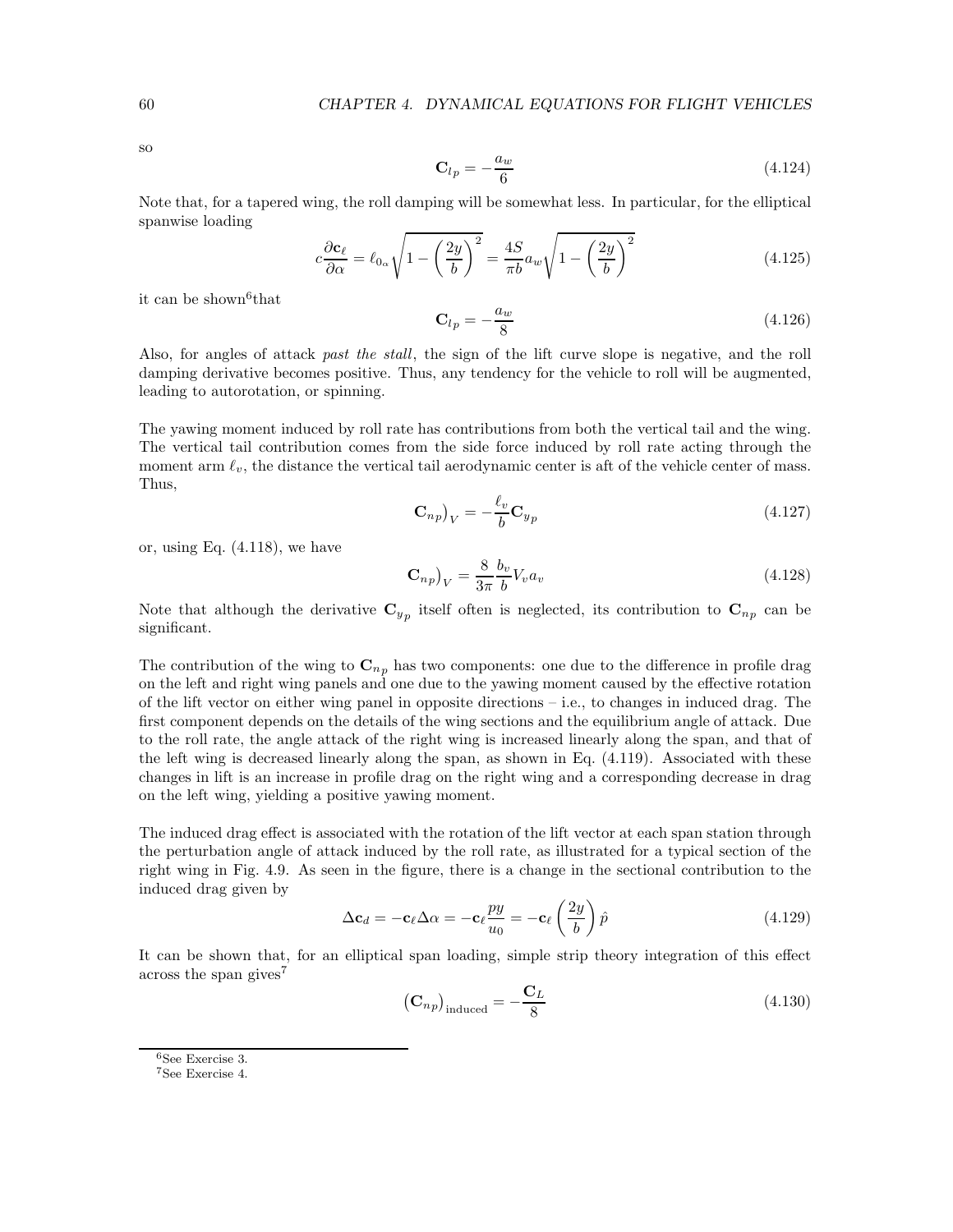so

$$\mathbf{C}_{l p} = -\frac{a_w}{6} \tag{4.124}$$

Note that, for a tapered wing, the roll damping will be somewhat less. In particular, for the elliptical spanwise loading

$$c\frac{\partial \mathbf{c}_\ell}{\partial \alpha} = \ell_{0_\alpha}\sqrt{1-\left(\frac{2y}{b}\right)^2} = \frac{4S}{\pi b}a_w\sqrt{1-\left(\frac{2y}{b}\right)^2} \tag{4.125}$$

it can be shown[6]that

$$\mathbf{C}_{l p} = -\frac{a_w}{8} \tag{4.126}$$

Also, for angles of attack *past the stall*, the sign of the lift curve slope is negative, and the roll damping derivative becomes positive. Thus, any tendency for the vehicle to roll will be augmented, leading to autorotation, or spinning.

The yawing moment induced by roll rate has contributions from both the vertical tail and the wing. The vertical tail contribution comes from the side force induced by roll rate acting through the moment arm $\ell_v$, the distance the vertical tail aerodynamic center is aft of the vehicle center of mass. Thus,

$$\left.\mathbf{C}_{np}\right)_V = -\frac{\ell_v}{b}\mathbf{C}_{y_p} \tag{4.127}$$

or, using Eq. (4.118), we have

$$\left.\mathbf{C}_{np}\right)_V = \frac{8}{3\pi}\frac{b_v}{b}V_v a_v \tag{4.128}$$

Note that although the derivative $\mathbf{C}_{y_p}$ itself often is neglected, its contribution to $\mathbf{C}_{np}$ can be significant.

The contribution of the wing to $\mathbf{C}_{np}$ has two components: one due to the difference in profile drag on the left and right wing panels and one due to the yawing moment caused by the effective rotation of the lift vector on either wing panel in opposite directions – i.e., to changes in induced drag. The first component depends on the details of the wing sections and the equilibrium angle of attack. Due to the roll rate, the angle attack of the right wing is increased linearly along the span, and that of the left wing is decreased linearly along the span, as shown in Eq. (4.119). Associated with these changes in lift is an increase in profile drag on the right wing and a corresponding decrease in drag on the left wing, yielding a positive yawing moment.

The induced drag effect is associated with the rotation of the lift vector at each span station through the perturbation angle of attack induced by the roll rate, as illustrated for a typical section of the right wing in Fig. 4.9. As seen in the figure, there is a change in the sectional contribution to the induced drag given by

$$\Delta \mathbf{c}_d = -\mathbf{c}_\ell \Delta\alpha = -\mathbf{c}_\ell\frac{py}{u_0} = -\mathbf{c}_\ell\left(\frac{2y}{b}\right)\hat{p} \tag{4.129}$$

It can be shown that, for an elliptical span loading, simple strip theory integration of this effect across the span gives[7]

$$\left(\mathbf{C}_{np}\right)_{\text{induced}} = -\frac{\mathbf{C}_L}{8} \tag{4.130}$$

---

[6] See Exercise 3.

[7] See Exercise 4.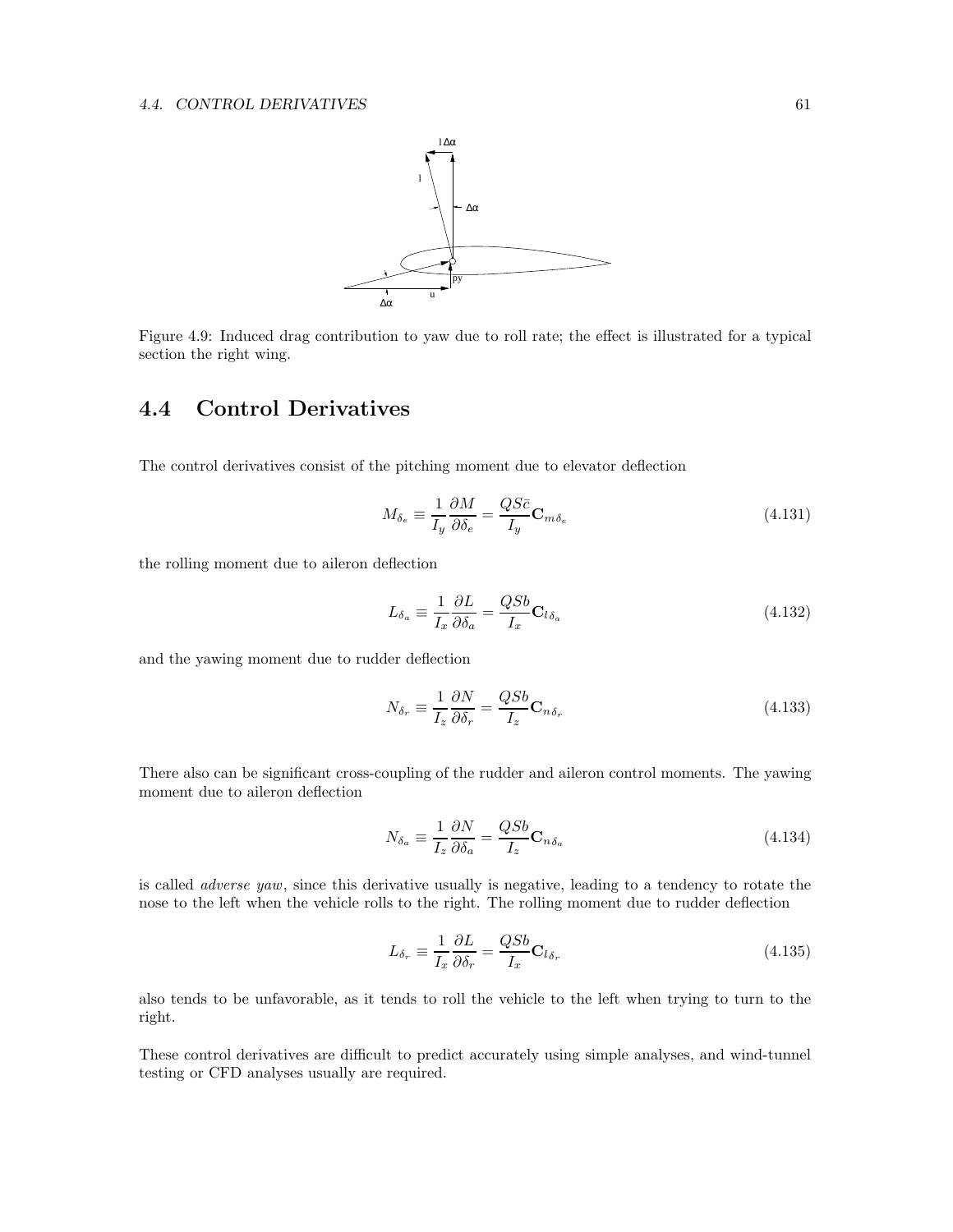Figure 4.9: Induced drag contribution to yaw due to roll rate; the effect is illustrated for a typical section the right wing.

## 4.4 Control Derivatives

The control derivatives consist of the pitching moment due to elevator deflection

$$M_{\delta_e} \equiv \frac{1}{I_y}\frac{\partial M}{\partial \delta_e} = \frac{QS\bar{c}}{I_y}\mathbf{C}_{m\delta_e} \tag{4.131}$$

the rolling moment due to aileron deflection

$$L_{\delta_a} \equiv \frac{1}{I_x}\frac{\partial L}{\partial \delta_a} = \frac{QSb}{I_x}\mathbf{C}_{l\delta_a} \tag{4.132}$$

and the yawing moment due to rudder deflection

$$N_{\delta_r} \equiv \frac{1}{I_z}\frac{\partial N}{\partial \delta_r} = \frac{QSb}{I_z}\mathbf{C}_{n\delta_r} \tag{4.133}$$

There also can be significant cross-coupling of the rudder and aileron control moments. The yawing moment due to aileron deflection

$$N_{\delta_a} \equiv \frac{1}{I_z}\frac{\partial N}{\partial \delta_a} = \frac{QSb}{I_z}\mathbf{C}_{n\delta_a} \tag{4.134}$$

is called *adverse yaw*, since this derivative usually is negative, leading to a tendency to rotate the nose to the left when the vehicle rolls to the right. The rolling moment due to rudder deflection

$$L_{\delta_r} \equiv \frac{1}{I_x}\frac{\partial L}{\partial \delta_r} = \frac{QSb}{I_x}\mathbf{C}_{l\delta_r} \tag{4.135}$$

also tends to be unfavorable, as it tends to roll the vehicle to the left when trying to turn to the right.

These control derivatives are difficult to predict accurately using simple analyses, and wind-tunnel testing or CFD analyses usually are required.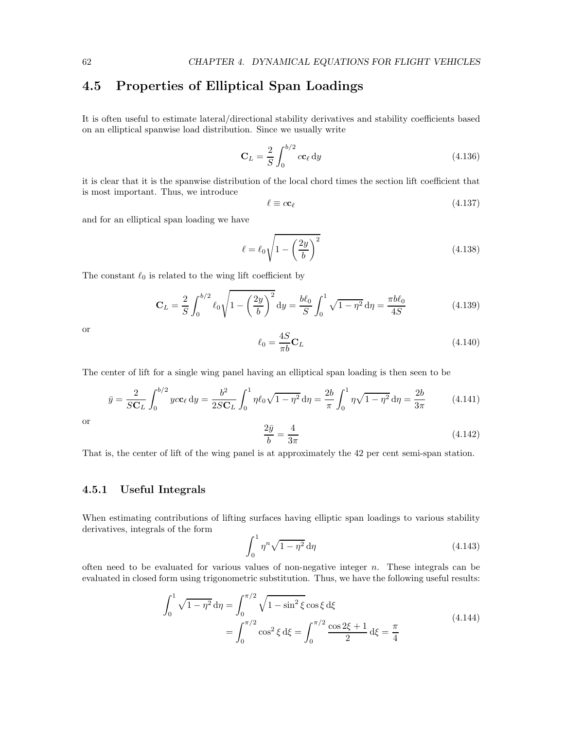## 4.5 Properties of Elliptical Span Loadings

It is often useful to estimate lateral/directional stability derivatives and stability coefficients based on an elliptical spanwise load distribution. Since we usually write

$$\mathbf{C}_L = \frac{2}{S}\int_0^{b/2} c\mathbf{c}_\ell \,\mathrm{d}y \tag{4.136}$$

it is clear that it is the spanwise distribution of the local chord times the section lift coefficient that is most important. Thus, we introduce

$$\ell \equiv c\mathbf{c}_\ell \tag{4.137}$$

and for an elliptical span loading we have

$$\ell = \ell_0\sqrt{1-\left(\frac{2y}{b}\right)^2} \tag{4.138}$$

The constant $\ell_0$ is related to the wing lift coefficient by

$$\mathbf{C}_L = \frac{2}{S}\int_0^{b/2} \ell_0\sqrt{1-\left(\frac{2y}{b}\right)^2}\,\mathrm{d}y = \frac{b\ell_0}{S}\int_0^1 \sqrt{1-\eta^2}\,\mathrm{d}\eta = \frac{\pi b \ell_0}{4S} \tag{4.139}$$

or

$$\ell_0 = \frac{4S}{\pi b}\mathbf{C}_L \tag{4.140}$$

The center of lift for a single wing panel having an elliptical span loading is then seen to be

$$\bar{y} = \frac{2}{S\mathbf{C}_L}\int_0^{b/2} yc\mathbf{c}_\ell\,\mathrm{d}y = \frac{b^2}{2S\mathbf{C}_L}\int_0^1 \eta\ell_0\sqrt{1-\eta^2}\,\mathrm{d}\eta = \frac{2b}{\pi}\int_0^1 \eta\sqrt{1-\eta^2}\,\mathrm{d}\eta = \frac{2b}{3\pi} \tag{4.141}$$

or

$$\frac{2\bar{y}}{b} = \frac{4}{3\pi} \tag{4.142}$$

That is, the center of lift of the wing panel is at approximately the 42 per cent semi-span station.

### 4.5.1 Useful Integrals

When estimating contributions of lifting surfaces having elliptic span loadings to various stability derivatives, integrals of the form

$$\int_0^1 \eta^n\sqrt{1-\eta^2}\,\mathrm{d}\eta \tag{4.143}$$

often need to be evaluated for various values of non-negative integer $n$. These integrals can be evaluated in closed form using trigonometric substitution. Thus, we have the following useful results:

$$\begin{aligned}\int_0^1 \sqrt{1-\eta^2}\,\mathrm{d}\eta &= \int_0^{\pi/2}\sqrt{1-\sin^2\xi}\cos\xi\,\mathrm{d}\xi \\ &= \int_0^{\pi/2}\cos^2\xi\,\mathrm{d}\xi = \int_0^{\pi/2}\frac{\cos 2\xi + 1}{2}\,\mathrm{d}\xi = \frac{\pi}{4}\end{aligned} \tag{4.144}$$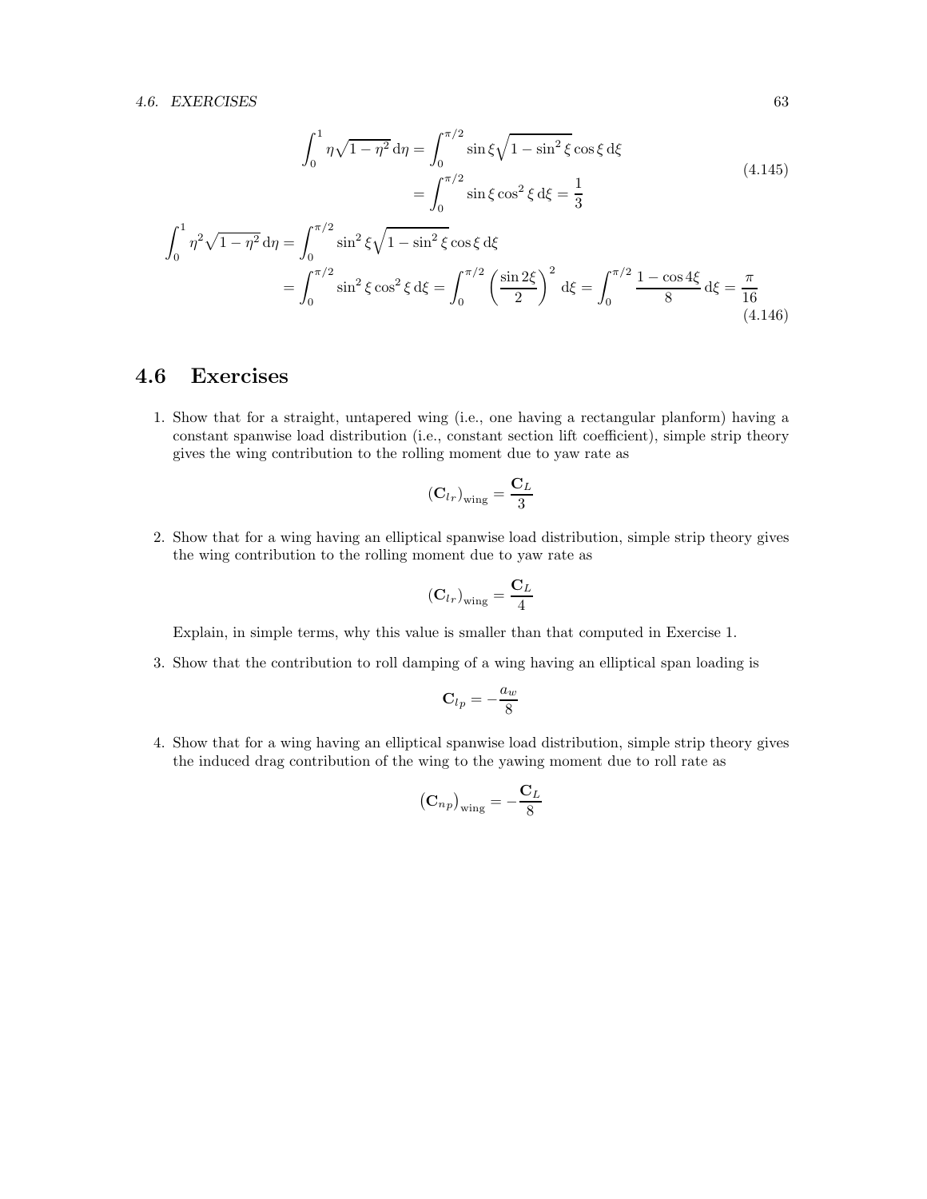$$
\begin{aligned}
\int_0^1 \eta\sqrt{1-\eta^2}\,\mathrm{d}\eta &= \int_0^{\pi/2} \sin\xi\sqrt{1-\sin^2\xi}\cos\xi\,\mathrm{d}\xi \\
&= \int_0^{\pi/2} \sin\xi\cos^2\xi\,\mathrm{d}\xi = \frac{1}{3}
\end{aligned}
\tag{4.145}
$$

$$
\begin{aligned}
\int_0^1 \eta^2\sqrt{1-\eta^2}\,\mathrm{d}\eta &= \int_0^{\pi/2} \sin^2\xi\sqrt{1-\sin^2\xi}\cos\xi\,\mathrm{d}\xi \\
&= \int_0^{\pi/2} \sin^2\xi\cos^2\xi\,\mathrm{d}\xi = \int_0^{\pi/2}\left(\frac{\sin 2\xi}{2}\right)^2\mathrm{d}\xi = \int_0^{\pi/2}\frac{1-\cos 4\xi}{8}\,\mathrm{d}\xi = \frac{\pi}{16}
\end{aligned}
\tag{4.146}
$$

## 4.6 Exercises

1. Show that for a straight, untapered wing (i.e., one having a rectangular planform) having a constant spanwise load distribution (i.e., constant section lift coefficient), simple strip theory gives the wing contribution to the rolling moment due to yaw rate as

$$
(\mathbf{C}_{lr})_{\text{wing}} = \frac{\mathbf{C}_L}{3}
$$

2. Show that for a wing having an elliptical spanwise load distribution, simple strip theory gives the wing contribution to the rolling moment due to yaw rate as

$$
(\mathbf{C}_{lr})_{\text{wing}} = \frac{\mathbf{C}_L}{4}
$$

   Explain, in simple terms, why this value is smaller than that computed in Exercise 1.

3. Show that the contribution to roll damping of a wing having an elliptical span loading is

$$
\mathbf{C}_{lp} = -\frac{a_w}{8}
$$

4. Show that for a wing having an elliptical spanwise load distribution, simple strip theory gives the induced drag contribution of the wing to the yawing moment due to roll rate as

$$
\left(\mathbf{C}_{np}\right)_{\text{wing}} = -\frac{\mathbf{C}_L}{8}
$$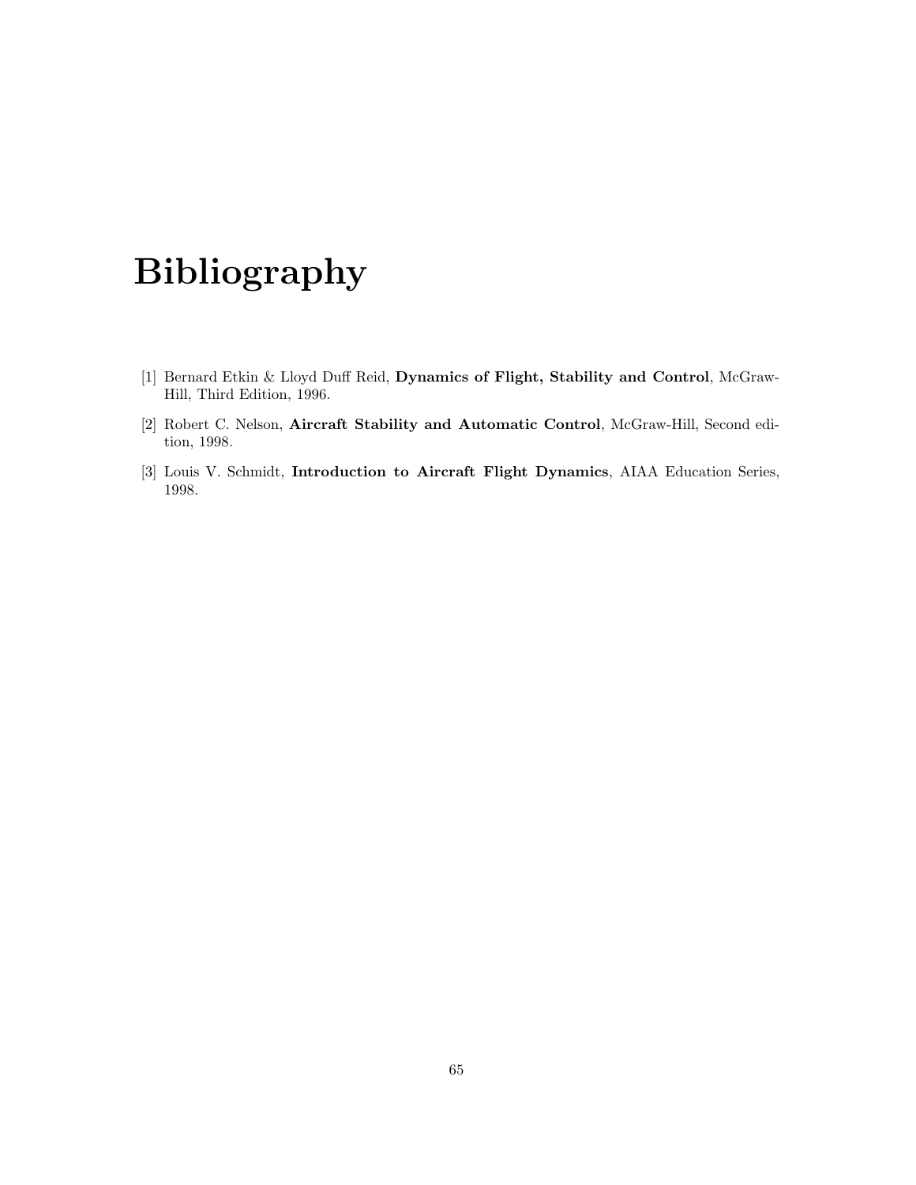# Bibliography

[1] Bernard Etkin & Lloyd Duff Reid, **Dynamics of Flight, Stability and Control**, McGraw-Hill, Third Edition, 1996.

[2] Robert C. Nelson, **Aircraft Stability and Automatic Control**, McGraw-Hill, Second edition, 1998.

[3] Louis V. Schmidt, **Introduction to Aircraft Flight Dynamics**, AIAA Education Series, 1998.